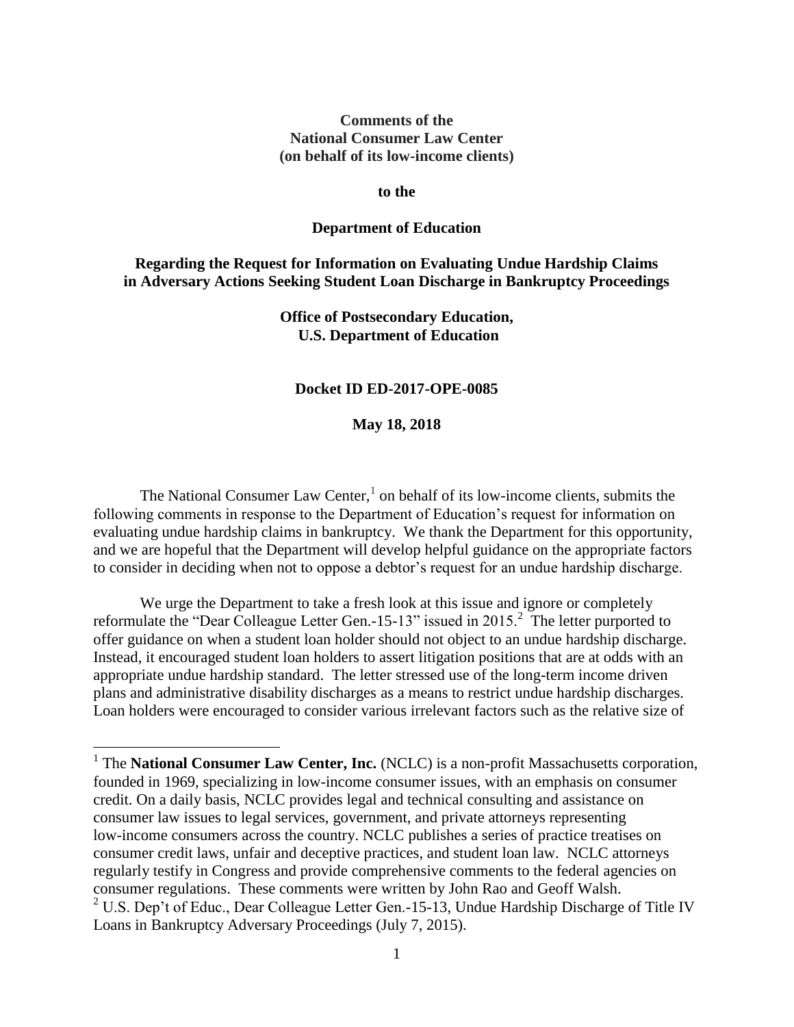**Comments of the**
**National Consumer Law Center**
**(on behalf of its low-income clients)**

**to the**

**Department of Education**

**Regarding the Request for Information on Evaluating Undue Hardship Claims in Adversary Actions Seeking Student Loan Discharge in Bankruptcy Proceedings**

**Office of Postsecondary Education,**
**U.S. Department of Education**

**Docket ID ED-2017-OPE-0085**

**May 18, 2018**

The National Consumer Law Center,[1] on behalf of its low-income clients, submits the following comments in response to the Department of Education's request for information on evaluating undue hardship claims in bankruptcy. We thank the Department for this opportunity, and we are hopeful that the Department will develop helpful guidance on the appropriate factors to consider in deciding when not to oppose a debtor's request for an undue hardship discharge.

We urge the Department to take a fresh look at this issue and ignore or completely reformulate the "Dear Colleague Letter Gen.-15-13" issued in 2015.[2] The letter purported to offer guidance on when a student loan holder should not object to an undue hardship discharge. Instead, it encouraged student loan holders to assert litigation positions that are at odds with an appropriate undue hardship standard. The letter stressed use of the long-term income driven plans and administrative disability discharges as a means to restrict undue hardship discharges. Loan holders were encouraged to consider various irrelevant factors such as the relative size of

[1] The **National Consumer Law Center, Inc.** (NCLC) is a non-profit Massachusetts corporation, founded in 1969, specializing in low-income consumer issues, with an emphasis on consumer credit. On a daily basis, NCLC provides legal and technical consulting and assistance on consumer law issues to legal services, government, and private attorneys representing low-income consumers across the country. NCLC publishes a series of practice treatises on consumer credit laws, unfair and deceptive practices, and student loan law. NCLC attorneys regularly testify in Congress and provide comprehensive comments to the federal agencies on consumer regulations. These comments were written by John Rao and Geoff Walsh.

[2] U.S. Dep't of Educ., Dear Colleague Letter Gen.-15-13, Undue Hardship Discharge of Title IV Loans in Bankruptcy Adversary Proceedings (July 7, 2015).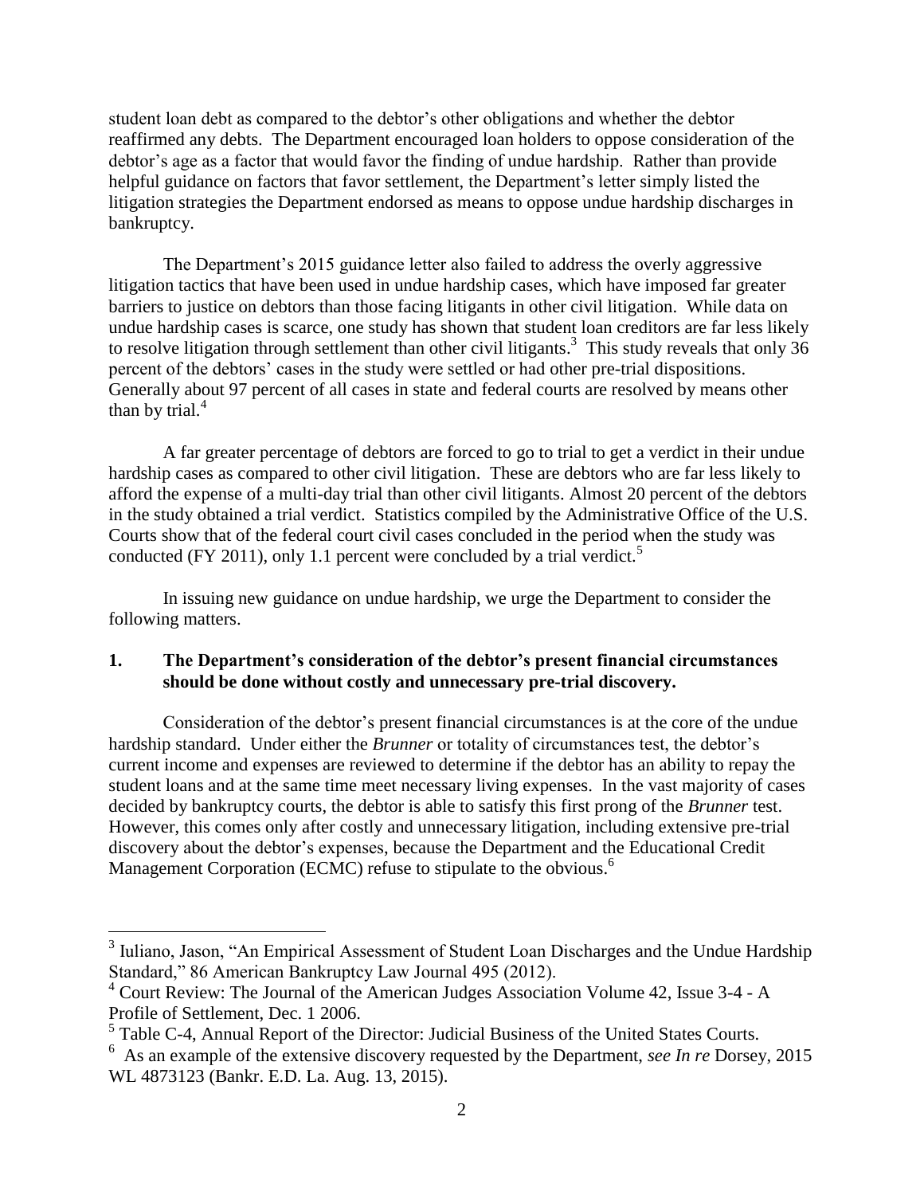student loan debt as compared to the debtor's other obligations and whether the debtor reaffirmed any debts. The Department encouraged loan holders to oppose consideration of the debtor's age as a factor that would favor the finding of undue hardship. Rather than provide helpful guidance on factors that favor settlement, the Department's letter simply listed the litigation strategies the Department endorsed as means to oppose undue hardship discharges in bankruptcy.

The Department's 2015 guidance letter also failed to address the overly aggressive litigation tactics that have been used in undue hardship cases, which have imposed far greater barriers to justice on debtors than those facing litigants in other civil litigation. While data on undue hardship cases is scarce, one study has shown that student loan creditors are far less likely to resolve litigation through settlement than other civil litigants.[3] This study reveals that only 36 percent of the debtors' cases in the study were settled or had other pre-trial dispositions. Generally about 97 percent of all cases in state and federal courts are resolved by means other than by trial.[4]

A far greater percentage of debtors are forced to go to trial to get a verdict in their undue hardship cases as compared to other civil litigation. These are debtors who are far less likely to afford the expense of a multi-day trial than other civil litigants. Almost 20 percent of the debtors in the study obtained a trial verdict. Statistics compiled by the Administrative Office of the U.S. Courts show that of the federal court civil cases concluded in the period when the study was conducted (FY 2011), only 1.1 percent were concluded by a trial verdict.[5]

In issuing new guidance on undue hardship, we urge the Department to consider the following matters.

## 1. The Department's consideration of the debtor's present financial circumstances should be done without costly and unnecessary pre-trial discovery.

Consideration of the debtor's present financial circumstances is at the core of the undue hardship standard. Under either the *Brunner* or totality of circumstances test, the debtor's current income and expenses are reviewed to determine if the debtor has an ability to repay the student loans and at the same time meet necessary living expenses. In the vast majority of cases decided by bankruptcy courts, the debtor is able to satisfy this first prong of the *Brunner* test. However, this comes only after costly and unnecessary litigation, including extensive pre-trial discovery about the debtor's expenses, because the Department and the Educational Credit Management Corporation (ECMC) refuse to stipulate to the obvious.[6]

---

[3] Iuliano, Jason, "An Empirical Assessment of Student Loan Discharges and the Undue Hardship Standard," 86 American Bankruptcy Law Journal 495 (2012).

[4] Court Review: The Journal of the American Judges Association Volume 42, Issue 3-4 - A Profile of Settlement, Dec. 1 2006.

[5] Table C-4, Annual Report of the Director: Judicial Business of the United States Courts.

[6] As an example of the extensive discovery requested by the Department, *see In re* Dorsey, 2015 WL 4873123 (Bankr. E.D. La. Aug. 13, 2015).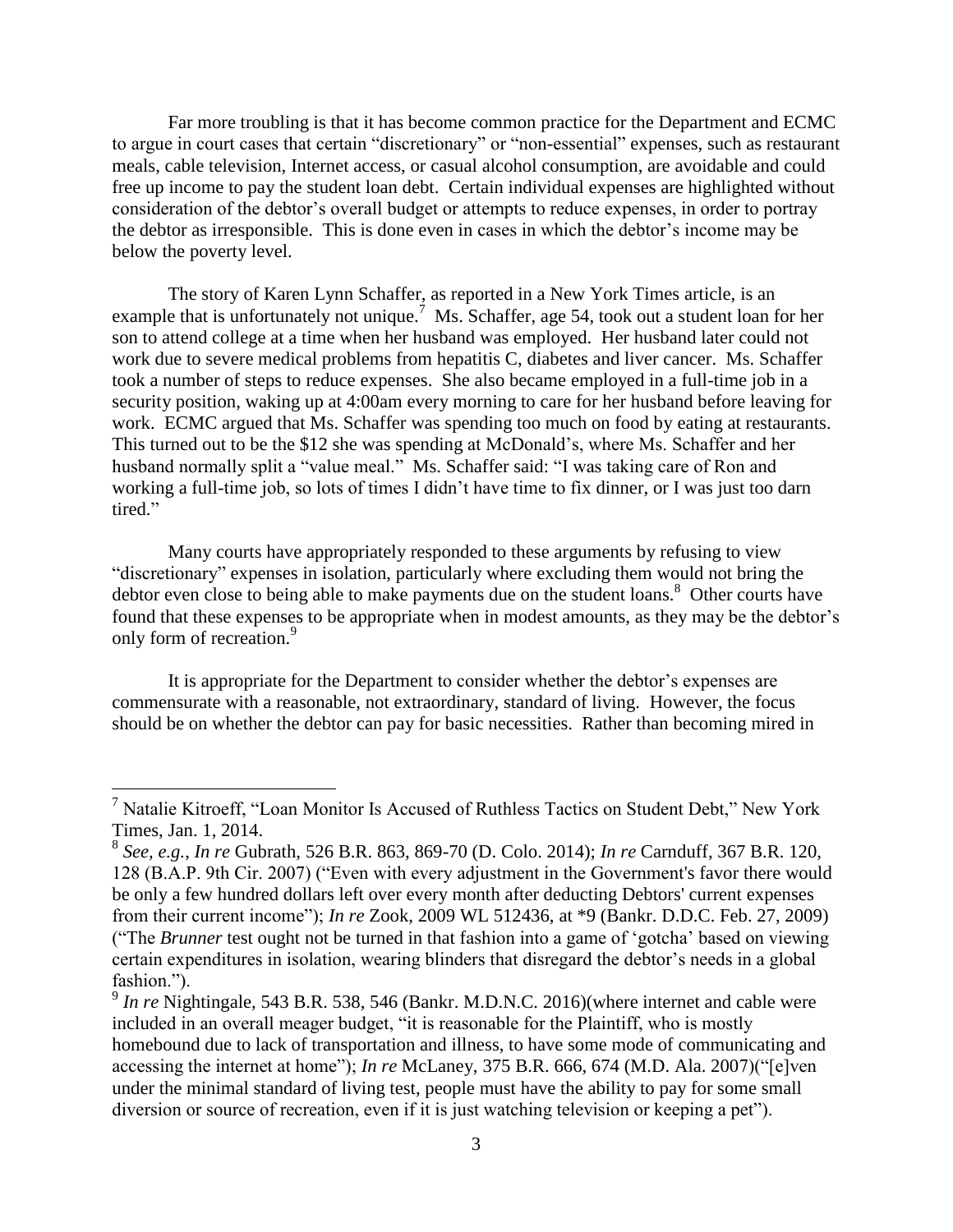Far more troubling is that it has become common practice for the Department and ECMC to argue in court cases that certain "discretionary" or "non-essential" expenses, such as restaurant meals, cable television, Internet access, or casual alcohol consumption, are avoidable and could free up income to pay the student loan debt. Certain individual expenses are highlighted without consideration of the debtor's overall budget or attempts to reduce expenses, in order to portray the debtor as irresponsible. This is done even in cases in which the debtor's income may be below the poverty level.

The story of Karen Lynn Schaffer, as reported in a New York Times article, is an example that is unfortunately not unique.[7] Ms. Schaffer, age 54, took out a student loan for her son to attend college at a time when her husband was employed. Her husband later could not work due to severe medical problems from hepatitis C, diabetes and liver cancer. Ms. Schaffer took a number of steps to reduce expenses. She also became employed in a full-time job in a security position, waking up at 4:00am every morning to care for her husband before leaving for work. ECMC argued that Ms. Schaffer was spending too much on food by eating at restaurants. This turned out to be the $12 she was spending at McDonald's, where Ms. Schaffer and her husband normally split a "value meal." Ms. Schaffer said: "I was taking care of Ron and working a full-time job, so lots of times I didn't have time to fix dinner, or I was just too darn tired."

Many courts have appropriately responded to these arguments by refusing to view "discretionary" expenses in isolation, particularly where excluding them would not bring the debtor even close to being able to make payments due on the student loans.[8] Other courts have found that these expenses to be appropriate when in modest amounts, as they may be the debtor's only form of recreation.[9]

It is appropriate for the Department to consider whether the debtor's expenses are commensurate with a reasonable, not extraordinary, standard of living. However, the focus should be on whether the debtor can pay for basic necessities. Rather than becoming mired in

---

[7] Natalie Kitroeff, "Loan Monitor Is Accused of Ruthless Tactics on Student Debt," New York Times, Jan. 1, 2014.

[8] *See, e.g.*, *In re* Gubrath, 526 B.R. 863, 869-70 (D. Colo. 2014); *In re* Carnduff, 367 B.R. 120, 128 (B.A.P. 9th Cir. 2007) ("Even with every adjustment in the Government's favor there would be only a few hundred dollars left over every month after deducting Debtors' current expenses from their current income"); *In re* Zook, 2009 WL 512436, at *9 (Bankr. D.D.C. Feb. 27, 2009) ("The *Brunner* test ought not be turned in that fashion into a game of 'gotcha' based on viewing certain expenditures in isolation, wearing blinders that disregard the debtor's needs in a global fashion.").

[9] *In re* Nightingale, 543 B.R. 538, 546 (Bankr. M.D.N.C. 2016)(where internet and cable were included in an overall meager budget, "it is reasonable for the Plaintiff, who is mostly homebound due to lack of transportation and illness, to have some mode of communicating and accessing the internet at home"); *In re* McLaney, 375 B.R. 666, 674 (M.D. Ala. 2007)("[e]ven under the minimal standard of living test, people must have the ability to pay for some small diversion or source of recreation, even if it is just watching television or keeping a pet").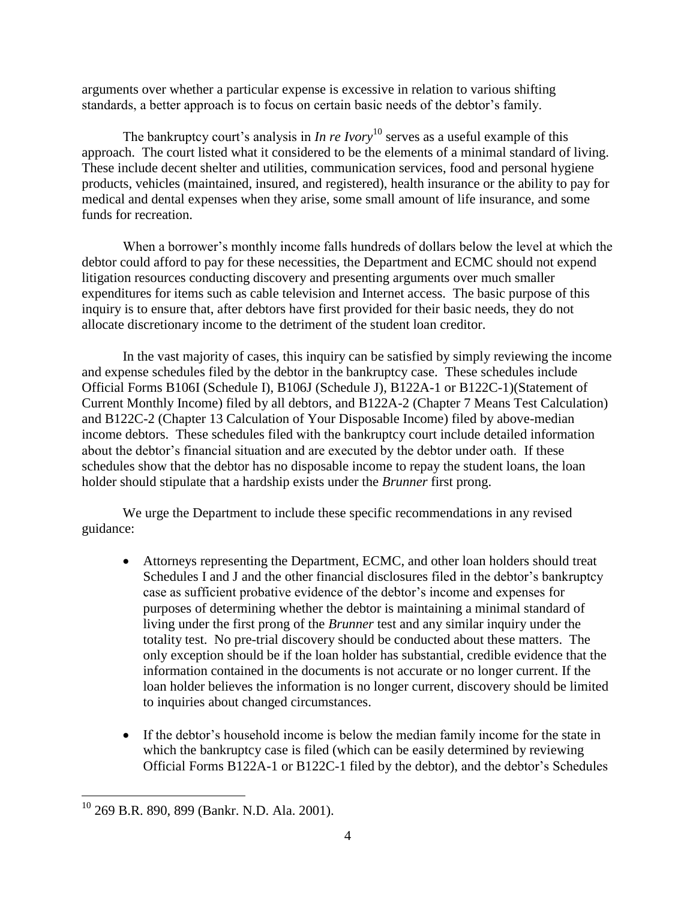arguments over whether a particular expense is excessive in relation to various shifting standards, a better approach is to focus on certain basic needs of the debtor's family.

The bankruptcy court's analysis in *In re Ivory*[10] serves as a useful example of this approach. The court listed what it considered to be the elements of a minimal standard of living. These include decent shelter and utilities, communication services, food and personal hygiene products, vehicles (maintained, insured, and registered), health insurance or the ability to pay for medical and dental expenses when they arise, some small amount of life insurance, and some funds for recreation.

When a borrower's monthly income falls hundreds of dollars below the level at which the debtor could afford to pay for these necessities, the Department and ECMC should not expend litigation resources conducting discovery and presenting arguments over much smaller expenditures for items such as cable television and Internet access. The basic purpose of this inquiry is to ensure that, after debtors have first provided for their basic needs, they do not allocate discretionary income to the detriment of the student loan creditor.

In the vast majority of cases, this inquiry can be satisfied by simply reviewing the income and expense schedules filed by the debtor in the bankruptcy case. These schedules include Official Forms B106I (Schedule I), B106J (Schedule J), B122A-1 or B122C-1)(Statement of Current Monthly Income) filed by all debtors, and B122A-2 (Chapter 7 Means Test Calculation) and B122C-2 (Chapter 13 Calculation of Your Disposable Income) filed by above-median income debtors. These schedules filed with the bankruptcy court include detailed information about the debtor's financial situation and are executed by the debtor under oath. If these schedules show that the debtor has no disposable income to repay the student loans, the loan holder should stipulate that a hardship exists under the *Brunner* first prong.

We urge the Department to include these specific recommendations in any revised guidance:

- Attorneys representing the Department, ECMC, and other loan holders should treat Schedules I and J and the other financial disclosures filed in the debtor's bankruptcy case as sufficient probative evidence of the debtor's income and expenses for purposes of determining whether the debtor is maintaining a minimal standard of living under the first prong of the *Brunner* test and any similar inquiry under the totality test. No pre-trial discovery should be conducted about these matters. The only exception should be if the loan holder has substantial, credible evidence that the information contained in the documents is not accurate or no longer current. If the loan holder believes the information is no longer current, discovery should be limited to inquiries about changed circumstances.

- If the debtor's household income is below the median family income for the state in which the bankruptcy case is filed (which can be easily determined by reviewing Official Forms B122A-1 or B122C-1 filed by the debtor), and the debtor's Schedules

[10] 269 B.R. 890, 899 (Bankr. N.D. Ala. 2001).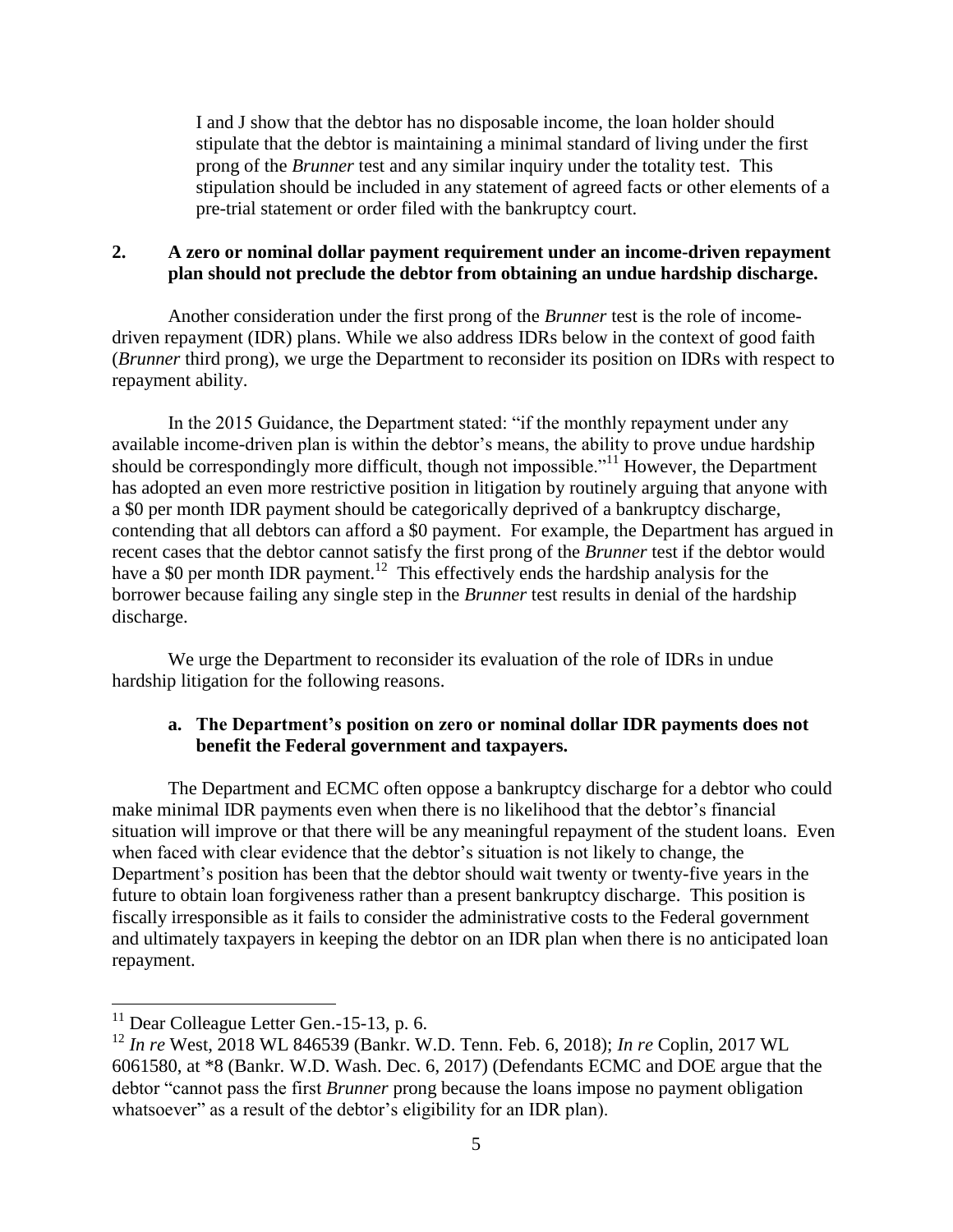I and J show that the debtor has no disposable income, the loan holder should stipulate that the debtor is maintaining a minimal standard of living under the first prong of the *Brunner* test and any similar inquiry under the totality test. This stipulation should be included in any statement of agreed facts or other elements of a pre-trial statement or order filed with the bankruptcy court.

## 2. A zero or nominal dollar payment requirement under an income-driven repayment plan should not preclude the debtor from obtaining an undue hardship discharge.

Another consideration under the first prong of the *Brunner* test is the role of income-driven repayment (IDR) plans. While we also address IDRs below in the context of good faith (*Brunner* third prong), we urge the Department to reconsider its position on IDRs with respect to repayment ability.

In the 2015 Guidance, the Department stated: "if the monthly repayment under any available income-driven plan is within the debtor's means, the ability to prove undue hardship should be correspondingly more difficult, though not impossible."[11] However, the Department has adopted an even more restrictive position in litigation by routinely arguing that anyone with a $0 per month IDR payment should be categorically deprived of a bankruptcy discharge, contending that all debtors can afford a $0 payment. For example, the Department has argued in recent cases that the debtor cannot satisfy the first prong of the *Brunner* test if the debtor would have a $0 per month IDR payment.[12] This effectively ends the hardship analysis for the borrower because failing any single step in the *Brunner* test results in denial of the hardship discharge.

We urge the Department to reconsider its evaluation of the role of IDRs in undue hardship litigation for the following reasons.

### a. The Department's position on zero or nominal dollar IDR payments does not benefit the Federal government and taxpayers.

The Department and ECMC often oppose a bankruptcy discharge for a debtor who could make minimal IDR payments even when there is no likelihood that the debtor's financial situation will improve or that there will be any meaningful repayment of the student loans. Even when faced with clear evidence that the debtor's situation is not likely to change, the Department's position has been that the debtor should wait twenty or twenty-five years in the future to obtain loan forgiveness rather than a present bankruptcy discharge. This position is fiscally irresponsible as it fails to consider the administrative costs to the Federal government and ultimately taxpayers in keeping the debtor on an IDR plan when there is no anticipated loan repayment.

---

[11] Dear Colleague Letter Gen.-15-13, p. 6.

[12] *In re* West, 2018 WL 846539 (Bankr. W.D. Tenn. Feb. 6, 2018); *In re* Coplin, 2017 WL 6061580, at *8 (Bankr. W.D. Wash. Dec. 6, 2017) (Defendants ECMC and DOE argue that the debtor "cannot pass the first *Brunner* prong because the loans impose no payment obligation whatsoever" as a result of the debtor's eligibility for an IDR plan).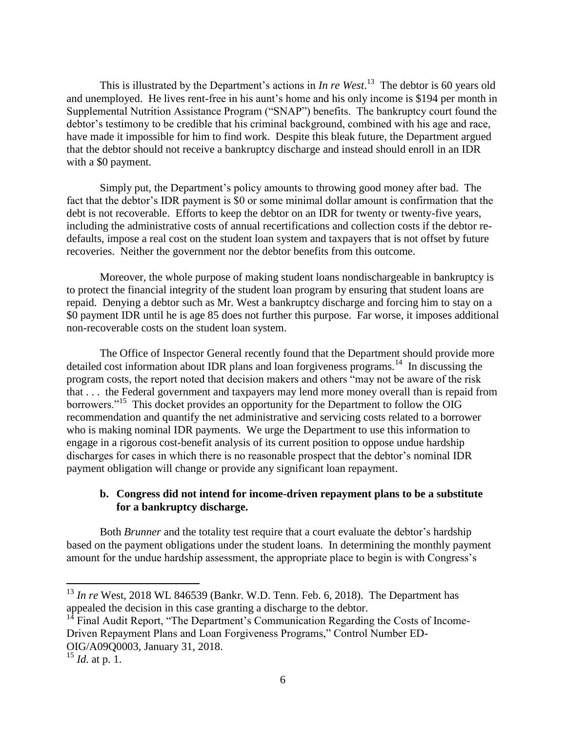This is illustrated by the Department's actions in *In re West*.[13] The debtor is 60 years old and unemployed. He lives rent-free in his aunt's home and his only income is $194 per month in Supplemental Nutrition Assistance Program ("SNAP") benefits. The bankruptcy court found the debtor's testimony to be credible that his criminal background, combined with his age and race, have made it impossible for him to find work. Despite this bleak future, the Department argued that the debtor should not receive a bankruptcy discharge and instead should enroll in an IDR with a $0 payment.

Simply put, the Department's policy amounts to throwing good money after bad. The fact that the debtor's IDR payment is $0 or some minimal dollar amount is confirmation that the debt is not recoverable. Efforts to keep the debtor on an IDR for twenty or twenty-five years, including the administrative costs of annual recertifications and collection costs if the debtor re-defaults, impose a real cost on the student loan system and taxpayers that is not offset by future recoveries. Neither the government nor the debtor benefits from this outcome.

Moreover, the whole purpose of making student loans nondischargeable in bankruptcy is to protect the financial integrity of the student loan program by ensuring that student loans are repaid. Denying a debtor such as Mr. West a bankruptcy discharge and forcing him to stay on a $0 payment IDR until he is age 85 does not further this purpose. Far worse, it imposes additional non-recoverable costs on the student loan system.

The Office of Inspector General recently found that the Department should provide more detailed cost information about IDR plans and loan forgiveness programs.[14] In discussing the program costs, the report noted that decision makers and others "may not be aware of the risk that . . . the Federal government and taxpayers may lend more money overall than is repaid from borrowers."[15] This docket provides an opportunity for the Department to follow the OIG recommendation and quantify the net administrative and servicing costs related to a borrower who is making nominal IDR payments. We urge the Department to use this information to engage in a rigorous cost-benefit analysis of its current position to oppose undue hardship discharges for cases in which there is no reasonable prospect that the debtor's nominal IDR payment obligation will change or provide any significant loan repayment.

### b. Congress did not intend for income-driven repayment plans to be a substitute for a bankruptcy discharge.

Both *Brunner* and the totality test require that a court evaluate the debtor's hardship based on the payment obligations under the student loans. In determining the monthly payment amount for the undue hardship assessment, the appropriate place to begin is with Congress's

---

[13] *In re* West, 2018 WL 846539 (Bankr. W.D. Tenn. Feb. 6, 2018). The Department has appealed the decision in this case granting a discharge to the debtor.

[14] Final Audit Report, "The Department's Communication Regarding the Costs of Income-Driven Repayment Plans and Loan Forgiveness Programs," Control Number ED-OIG/A09Q0003, January 31, 2018.

[15] *Id*. at p. 1.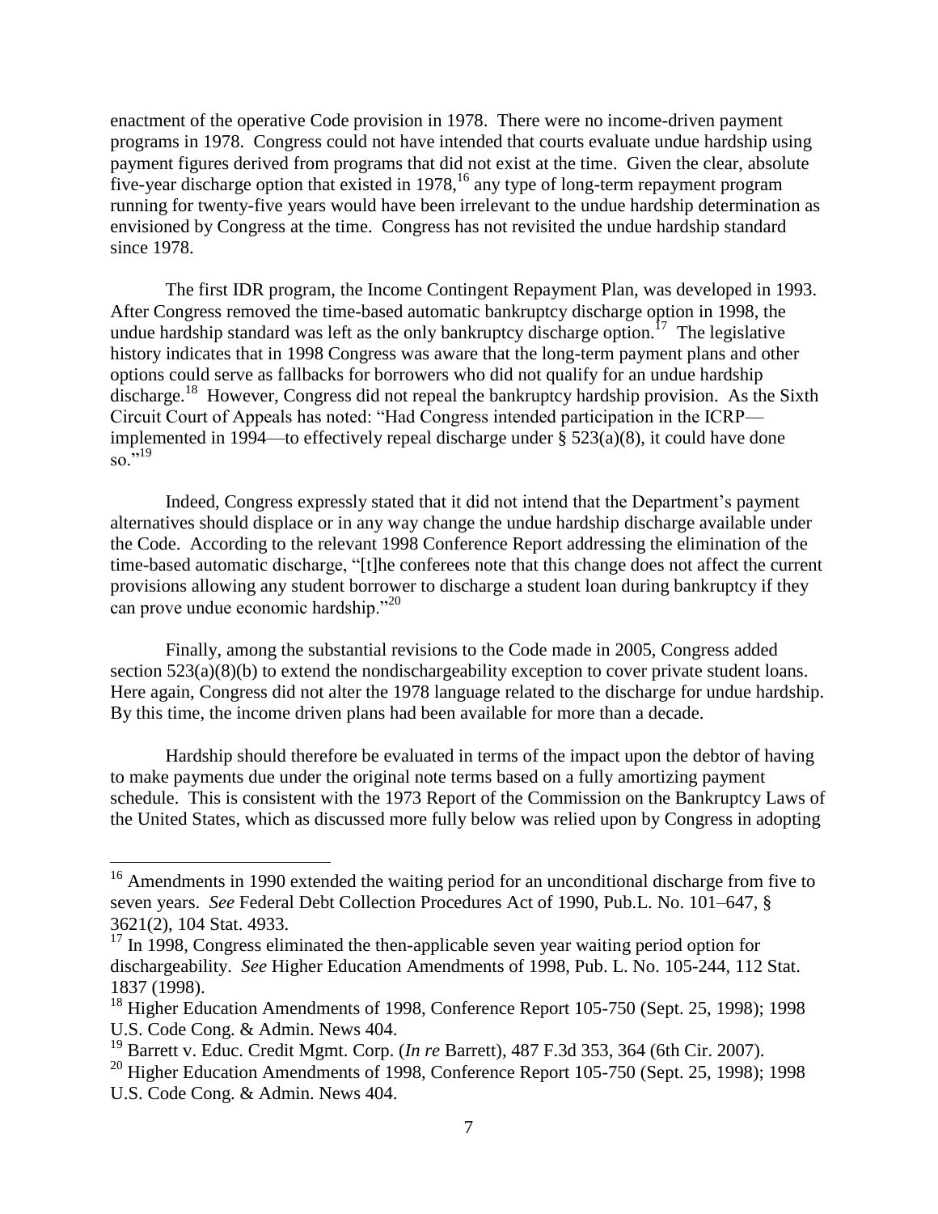enactment of the operative Code provision in 1978. There were no income-driven payment programs in 1978. Congress could not have intended that courts evaluate undue hardship using payment figures derived from programs that did not exist at the time. Given the clear, absolute five-year discharge option that existed in 1978,[16] any type of long-term repayment program running for twenty-five years would have been irrelevant to the undue hardship determination as envisioned by Congress at the time. Congress has not revisited the undue hardship standard since 1978.

The first IDR program, the Income Contingent Repayment Plan, was developed in 1993. After Congress removed the time-based automatic bankruptcy discharge option in 1998, the undue hardship standard was left as the only bankruptcy discharge option.[17] The legislative history indicates that in 1998 Congress was aware that the long-term payment plans and other options could serve as fallbacks for borrowers who did not qualify for an undue hardship discharge.[18] However, Congress did not repeal the bankruptcy hardship provision. As the Sixth Circuit Court of Appeals has noted: "Had Congress intended participation in the ICRP—implemented in 1994—to effectively repeal discharge under § 523(a)(8), it could have done so."[19]

Indeed, Congress expressly stated that it did not intend that the Department's payment alternatives should displace or in any way change the undue hardship discharge available under the Code. According to the relevant 1998 Conference Report addressing the elimination of the time-based automatic discharge, "[t]he conferees note that this change does not affect the current provisions allowing any student borrower to discharge a student loan during bankruptcy if they can prove undue economic hardship."[20]

Finally, among the substantial revisions to the Code made in 2005, Congress added section 523(a)(8)(b) to extend the nondischargeability exception to cover private student loans. Here again, Congress did not alter the 1978 language related to the discharge for undue hardship. By this time, the income driven plans had been available for more than a decade.

Hardship should therefore be evaluated in terms of the impact upon the debtor of having to make payments due under the original note terms based on a fully amortizing payment schedule. This is consistent with the 1973 Report of the Commission on the Bankruptcy Laws of the United States, which as discussed more fully below was relied upon by Congress in adopting

---

[16] Amendments in 1990 extended the waiting period for an unconditional discharge from five to seven years. *See* Federal Debt Collection Procedures Act of 1990, Pub.L. No. 101–647, § 3621(2), 104 Stat. 4933.

[17] In 1998, Congress eliminated the then-applicable seven year waiting period option for dischargeability. *See* Higher Education Amendments of 1998, Pub. L. No. 105-244, 112 Stat. 1837 (1998).

[18] Higher Education Amendments of 1998, Conference Report 105-750 (Sept. 25, 1998); 1998 U.S. Code Cong. & Admin. News 404.

[19] Barrett v. Educ. Credit Mgmt. Corp. (*In re* Barrett), 487 F.3d 353, 364 (6th Cir. 2007).

[20] Higher Education Amendments of 1998, Conference Report 105-750 (Sept. 25, 1998); 1998 U.S. Code Cong. & Admin. News 404.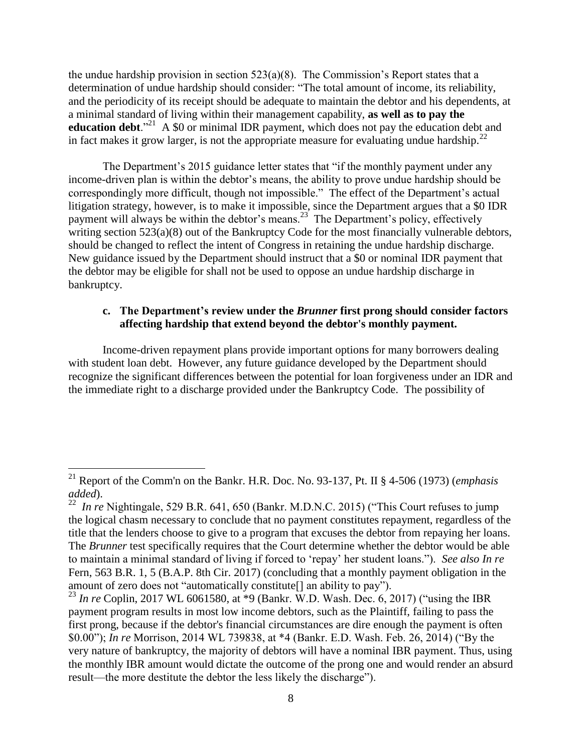the undue hardship provision in section 523(a)(8). The Commission's Report states that a determination of undue hardship should consider: "The total amount of income, its reliability, and the periodicity of its receipt should be adequate to maintain the debtor and his dependents, at a minimal standard of living within their management capability, **as well as to pay the education debt**."[21] A $0 or minimal IDR payment, which does not pay the education debt and in fact makes it grow larger, is not the appropriate measure for evaluating undue hardship.[22]

The Department's 2015 guidance letter states that "if the monthly payment under any income-driven plan is within the debtor's means, the ability to prove undue hardship should be correspondingly more difficult, though not impossible." The effect of the Department's actual litigation strategy, however, is to make it impossible, since the Department argues that a $0 IDR payment will always be within the debtor's means.[23] The Department's policy, effectively writing section 523(a)(8) out of the Bankruptcy Code for the most financially vulnerable debtors, should be changed to reflect the intent of Congress in retaining the undue hardship discharge. New guidance issued by the Department should instruct that a $0 or nominal IDR payment that the debtor may be eligible for shall not be used to oppose an undue hardship discharge in bankruptcy.

### c. The Department's review under the *Brunner* first prong should consider factors affecting hardship that extend beyond the debtor's monthly payment.

Income-driven repayment plans provide important options for many borrowers dealing with student loan debt. However, any future guidance developed by the Department should recognize the significant differences between the potential for loan forgiveness under an IDR and the immediate right to a discharge provided under the Bankruptcy Code. The possibility of

---

[21] Report of the Comm'n on the Bankr. H.R. Doc. No. 93-137, Pt. II § 4-506 (1973) (*emphasis added*).

[22] *In re* Nightingale, 529 B.R. 641, 650 (Bankr. M.D.N.C. 2015) ("This Court refuses to jump the logical chasm necessary to conclude that no payment constitutes repayment, regardless of the title that the lenders choose to give to a program that excuses the debtor from repaying her loans. The *Brunner* test specifically requires that the Court determine whether the debtor would be able to maintain a minimal standard of living if forced to 'repay' her student loans."). *See also In re* Fern, 563 B.R. 1, 5 (B.A.P. 8th Cir. 2017) (concluding that a monthly payment obligation in the amount of zero does not "automatically constitute[] an ability to pay").

[23] *In re* Coplin, 2017 WL 6061580, at *9 (Bankr. W.D. Wash. Dec. 6, 2017) ("using the IBR payment program results in most low income debtors, such as the Plaintiff, failing to pass the first prong, because if the debtor's financial circumstances are dire enough the payment is often $0.00"); *In re* Morrison, 2014 WL 739838, at *4 (Bankr. E.D. Wash. Feb. 26, 2014) ("By the very nature of bankruptcy, the majority of debtors will have a nominal IBR payment. Thus, using the monthly IBR amount would dictate the outcome of the prong one and would render an absurd result—the more destitute the debtor the less likely the discharge").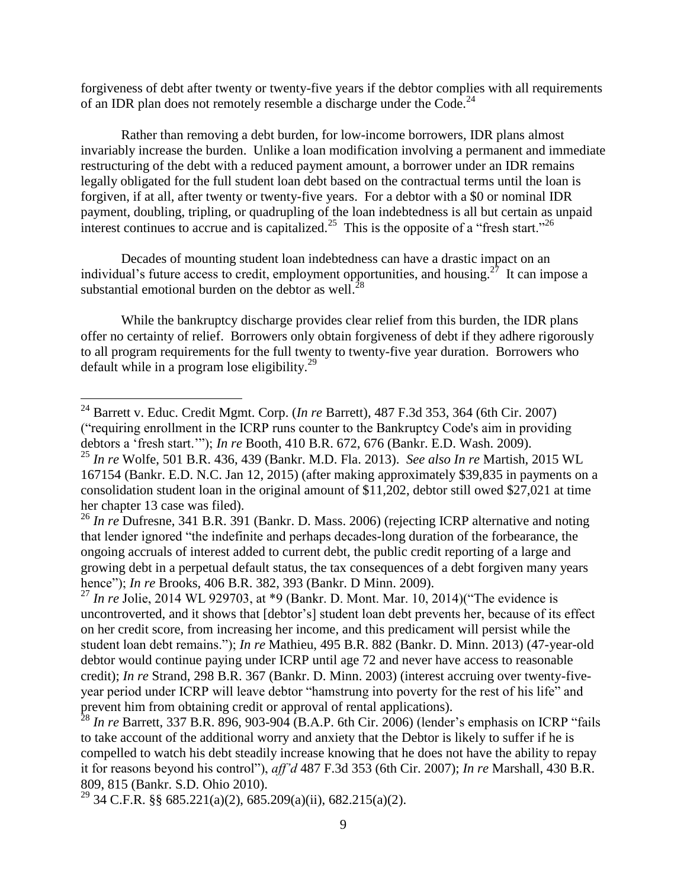forgiveness of debt after twenty or twenty-five years if the debtor complies with all requirements of an IDR plan does not remotely resemble a discharge under the Code.[24]

Rather than removing a debt burden, for low-income borrowers, IDR plans almost invariably increase the burden. Unlike a loan modification involving a permanent and immediate restructuring of the debt with a reduced payment amount, a borrower under an IDR remains legally obligated for the full student loan debt based on the contractual terms until the loan is forgiven, if at all, after twenty or twenty-five years. For a debtor with a $0 or nominal IDR payment, doubling, tripling, or quadrupling of the loan indebtedness is all but certain as unpaid interest continues to accrue and is capitalized.[25] This is the opposite of a "fresh start."[26]

Decades of mounting student loan indebtedness can have a drastic impact on an individual's future access to credit, employment opportunities, and housing.[27] It can impose a substantial emotional burden on the debtor as well.[28]

While the bankruptcy discharge provides clear relief from this burden, the IDR plans offer no certainty of relief. Borrowers only obtain forgiveness of debt if they adhere rigorously to all program requirements for the full twenty to twenty-five year duration. Borrowers who default while in a program lose eligibility.[29]

---

[24] Barrett v. Educ. Credit Mgmt. Corp. (*In re* Barrett), 487 F.3d 353, 364 (6th Cir. 2007) ("requiring enrollment in the ICRP runs counter to the Bankruptcy Code's aim in providing debtors a 'fresh start.'"); *In re* Booth, 410 B.R. 672, 676 (Bankr. E.D. Wash. 2009).

[25] *In re* Wolfe, 501 B.R. 436, 439 (Bankr. M.D. Fla. 2013). *See also In re* Martish, 2015 WL 167154 (Bankr. E.D. N.C. Jan 12, 2015) (after making approximately $39,835 in payments on a consolidation student loan in the original amount of $11,202, debtor still owed $27,021 at time her chapter 13 case was filed).

[26] *In re* Dufresne, 341 B.R. 391 (Bankr. D. Mass. 2006) (rejecting ICRP alternative and noting that lender ignored "the indefinite and perhaps decades-long duration of the forbearance, the ongoing accruals of interest added to current debt, the public credit reporting of a large and growing debt in a perpetual default status, the tax consequences of a debt forgiven many years hence"); *In re* Brooks, 406 B.R. 382, 393 (Bankr. D Minn. 2009).

[27] *In re* Jolie, 2014 WL 929703, at *9 (Bankr. D. Mont. Mar. 10, 2014)("The evidence is uncontroverted, and it shows that [debtor's] student loan debt prevents her, because of its effect on her credit score, from increasing her income, and this predicament will persist while the student loan debt remains."); *In re* Mathieu, 495 B.R. 882 (Bankr. D. Minn. 2013) (47-year-old debtor would continue paying under ICRP until age 72 and never have access to reasonable credit); *In re* Strand, 298 B.R. 367 (Bankr. D. Minn. 2003) (interest accruing over twenty-five-year period under ICRP will leave debtor "hamstrung into poverty for the rest of his life" and prevent him from obtaining credit or approval of rental applications).

[28] *In re* Barrett, 337 B.R. 896, 903-904 (B.A.P. 6th Cir. 2006) (lender's emphasis on ICRP "fails to take account of the additional worry and anxiety that the Debtor is likely to suffer if he is compelled to watch his debt steadily increase knowing that he does not have the ability to repay it for reasons beyond his control"), *aff'd* 487 F.3d 353 (6th Cir. 2007); *In re* Marshall, 430 B.R. 809, 815 (Bankr. S.D. Ohio 2010).

[29] 34 C.F.R. §§ 685.221(a)(2), 685.209(a)(ii), 682.215(a)(2).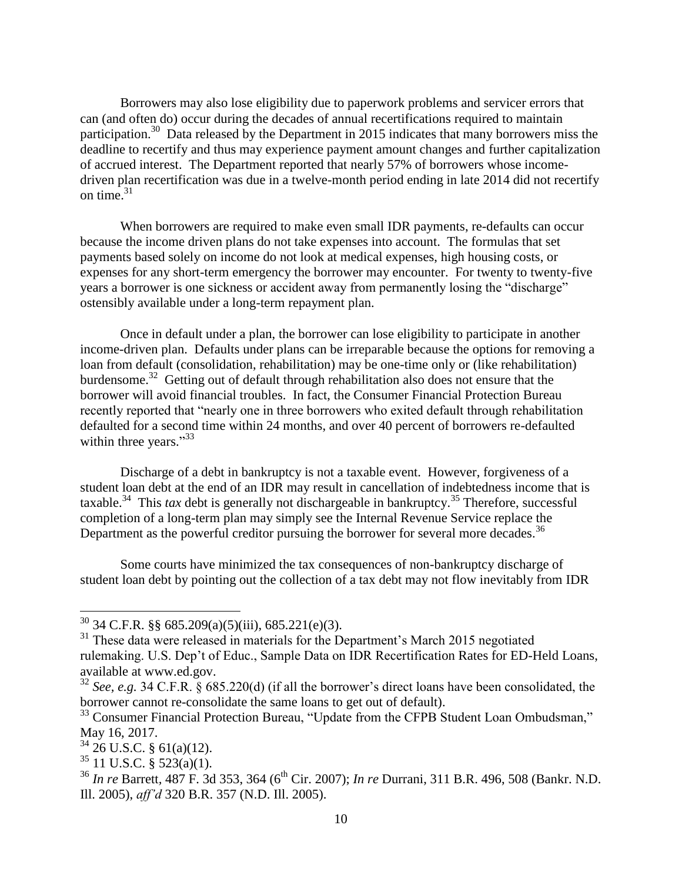Borrowers may also lose eligibility due to paperwork problems and servicer errors that can (and often do) occur during the decades of annual recertifications required to maintain participation.[30] Data released by the Department in 2015 indicates that many borrowers miss the deadline to recertify and thus may experience payment amount changes and further capitalization of accrued interest. The Department reported that nearly 57% of borrowers whose income-driven plan recertification was due in a twelve-month period ending in late 2014 did not recertify on time.[31]

When borrowers are required to make even small IDR payments, re-defaults can occur because the income driven plans do not take expenses into account. The formulas that set payments based solely on income do not look at medical expenses, high housing costs, or expenses for any short-term emergency the borrower may encounter. For twenty to twenty-five years a borrower is one sickness or accident away from permanently losing the "discharge" ostensibly available under a long-term repayment plan.

Once in default under a plan, the borrower can lose eligibility to participate in another income-driven plan. Defaults under plans can be irreparable because the options for removing a loan from default (consolidation, rehabilitation) may be one-time only or (like rehabilitation) burdensome.[32] Getting out of default through rehabilitation also does not ensure that the borrower will avoid financial troubles. In fact, the Consumer Financial Protection Bureau recently reported that "nearly one in three borrowers who exited default through rehabilitation defaulted for a second time within 24 months, and over 40 percent of borrowers re-defaulted within three years."[33]

Discharge of a debt in bankruptcy is not a taxable event. However, forgiveness of a student loan debt at the end of an IDR may result in cancellation of indebtedness income that is taxable.[34] This *tax* debt is generally not dischargeable in bankruptcy.[35] Therefore, successful completion of a long-term plan may simply see the Internal Revenue Service replace the Department as the powerful creditor pursuing the borrower for several more decades.[36]

Some courts have minimized the tax consequences of non-bankruptcy discharge of student loan debt by pointing out the collection of a tax debt may not flow inevitably from IDR

---

[30] 34 C.F.R. §§ 685.209(a)(5)(iii), 685.221(e)(3).

[31] These data were released in materials for the Department's March 2015 negotiated rulemaking. U.S. Dep't of Educ., Sample Data on IDR Recertification Rates for ED-Held Loans, available at www.ed.gov.

[32] *See, e.g.* 34 C.F.R. § 685.220(d) (if all the borrower's direct loans have been consolidated, the borrower cannot re-consolidate the same loans to get out of default).

[33] Consumer Financial Protection Bureau, "Update from the CFPB Student Loan Ombudsman," May 16, 2017.

[34] 26 U.S.C. § 61(a)(12).

[35] 11 U.S.C. § 523(a)(1).

[36] *In re* Barrett, 487 F. 3d 353, 364 (6th Cir. 2007); *In re* Durrani, 311 B.R. 496, 508 (Bankr. N.D. Ill. 2005), *aff'd* 320 B.R. 357 (N.D. Ill. 2005).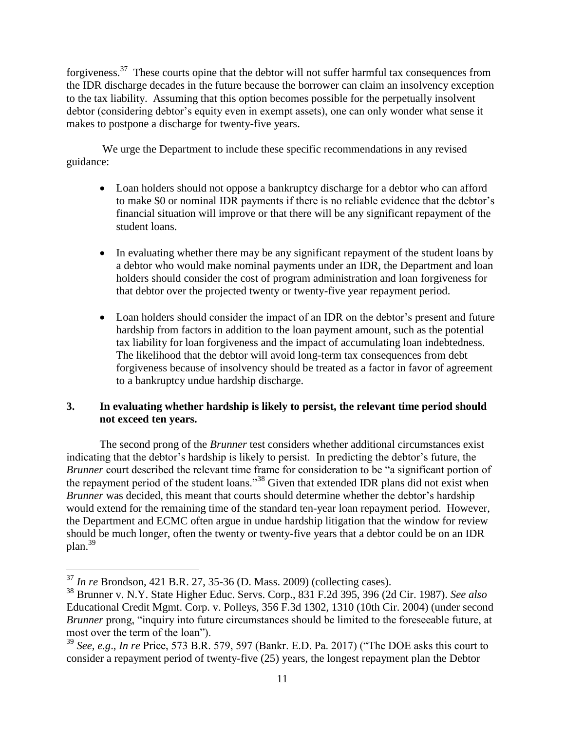forgiveness.[37] These courts opine that the debtor will not suffer harmful tax consequences from the IDR discharge decades in the future because the borrower can claim an insolvency exception to the tax liability. Assuming that this option becomes possible for the perpetually insolvent debtor (considering debtor's equity even in exempt assets), one can only wonder what sense it makes to postpone a discharge for twenty-five years.

We urge the Department to include these specific recommendations in any revised guidance:

- Loan holders should not oppose a bankruptcy discharge for a debtor who can afford to make $0 or nominal IDR payments if there is no reliable evidence that the debtor's financial situation will improve or that there will be any significant repayment of the student loans.

- In evaluating whether there may be any significant repayment of the student loans by a debtor who would make nominal payments under an IDR, the Department and loan holders should consider the cost of program administration and loan forgiveness for that debtor over the projected twenty or twenty-five year repayment period.

- Loan holders should consider the impact of an IDR on the debtor's present and future hardship from factors in addition to the loan payment amount, such as the potential tax liability for loan forgiveness and the impact of accumulating loan indebtedness. The likelihood that the debtor will avoid long-term tax consequences from debt forgiveness because of insolvency should be treated as a factor in favor of agreement to a bankruptcy undue hardship discharge.

### 3. In evaluating whether hardship is likely to persist, the relevant time period should not exceed ten years.

The second prong of the *Brunner* test considers whether additional circumstances exist indicating that the debtor's hardship is likely to persist. In predicting the debtor's future, the *Brunner* court described the relevant time frame for consideration to be "a significant portion of the repayment period of the student loans."[38] Given that extended IDR plans did not exist when *Brunner* was decided, this meant that courts should determine whether the debtor's hardship would extend for the remaining time of the standard ten-year loan repayment period. However, the Department and ECMC often argue in undue hardship litigation that the window for review should be much longer, often the twenty or twenty-five years that a debtor could be on an IDR plan.[39]

---

[37] *In re* Brondson, 421 B.R. 27, 35-36 (D. Mass. 2009) (collecting cases).

[38] Brunner v. N.Y. State Higher Educ. Servs. Corp., 831 F.2d 395, 396 (2d Cir. 1987). *See also* Educational Credit Mgmt. Corp. v. Polleys, 356 F.3d 1302, 1310 (10th Cir. 2004) (under second *Brunner* prong, "inquiry into future circumstances should be limited to the foreseeable future, at most over the term of the loan").

[39] *See, e.g*., *In re* Price, 573 B.R. 579, 597 (Bankr. E.D. Pa. 2017) ("The DOE asks this court to consider a repayment period of twenty-five (25) years, the longest repayment plan the Debtor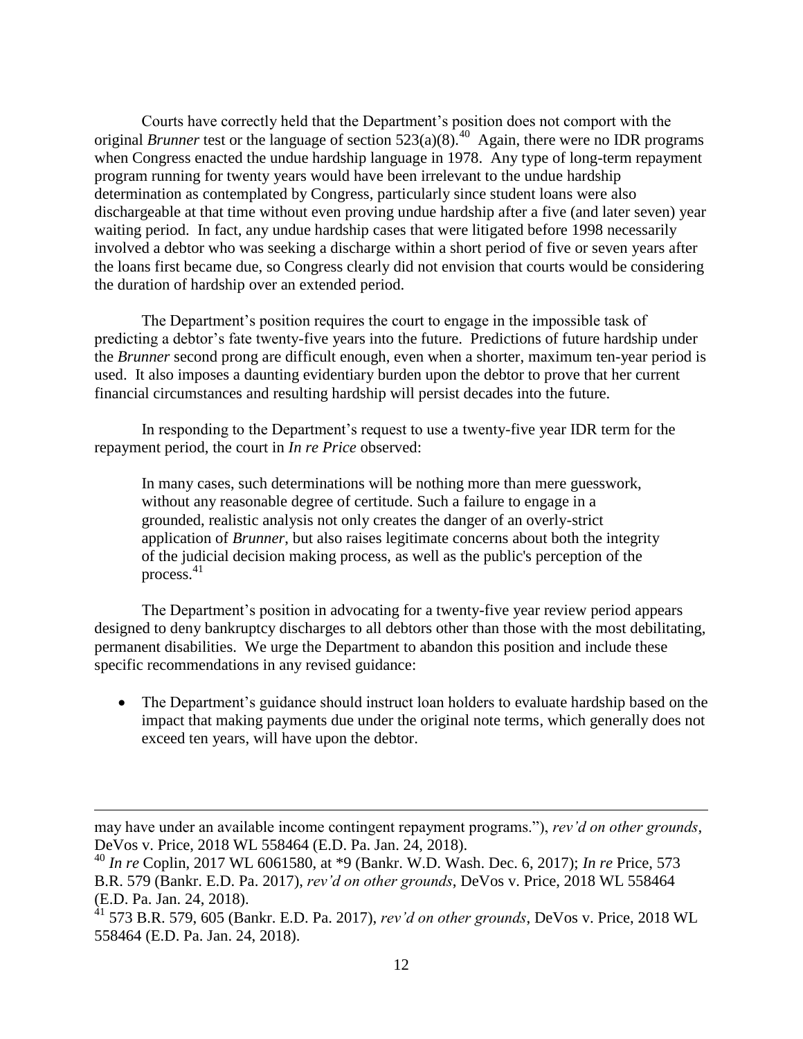Courts have correctly held that the Department's position does not comport with the original *Brunner* test or the language of section 523(a)(8).[40] Again, there were no IDR programs when Congress enacted the undue hardship language in 1978. Any type of long-term repayment program running for twenty years would have been irrelevant to the undue hardship determination as contemplated by Congress, particularly since student loans were also dischargeable at that time without even proving undue hardship after a five (and later seven) year waiting period. In fact, any undue hardship cases that were litigated before 1998 necessarily involved a debtor who was seeking a discharge within a short period of five or seven years after the loans first became due, so Congress clearly did not envision that courts would be considering the duration of hardship over an extended period.

The Department's position requires the court to engage in the impossible task of predicting a debtor's fate twenty-five years into the future. Predictions of future hardship under the *Brunner* second prong are difficult enough, even when a shorter, maximum ten-year period is used. It also imposes a daunting evidentiary burden upon the debtor to prove that her current financial circumstances and resulting hardship will persist decades into the future.

In responding to the Department's request to use a twenty-five year IDR term for the repayment period, the court in *In re Price* observed:

> In many cases, such determinations will be nothing more than mere guesswork, without any reasonable degree of certitude. Such a failure to engage in a grounded, realistic analysis not only creates the danger of an overly-strict application of *Brunner*, but also raises legitimate concerns about both the integrity of the judicial decision making process, as well as the public's perception of the process.[41]

The Department's position in advocating for a twenty-five year review period appears designed to deny bankruptcy discharges to all debtors other than those with the most debilitating, permanent disabilities. We urge the Department to abandon this position and include these specific recommendations in any revised guidance:

- The Department's guidance should instruct loan holders to evaluate hardship based on the impact that making payments due under the original note terms, which generally does not exceed ten years, will have upon the debtor.

---

may have under an available income contingent repayment programs."), *rev'd on other grounds*, DeVos v. Price, 2018 WL 558464 (E.D. Pa. Jan. 24, 2018).

[40] *In re* Coplin, 2017 WL 6061580, at *9 (Bankr. W.D. Wash. Dec. 6, 2017); *In re* Price, 573 B.R. 579 (Bankr. E.D. Pa. 2017), *rev'd on other grounds*, DeVos v. Price, 2018 WL 558464 (E.D. Pa. Jan. 24, 2018).

[41] 573 B.R. 579, 605 (Bankr. E.D. Pa. 2017), *rev'd on other grounds*, DeVos v. Price, 2018 WL 558464 (E.D. Pa. Jan. 24, 2018).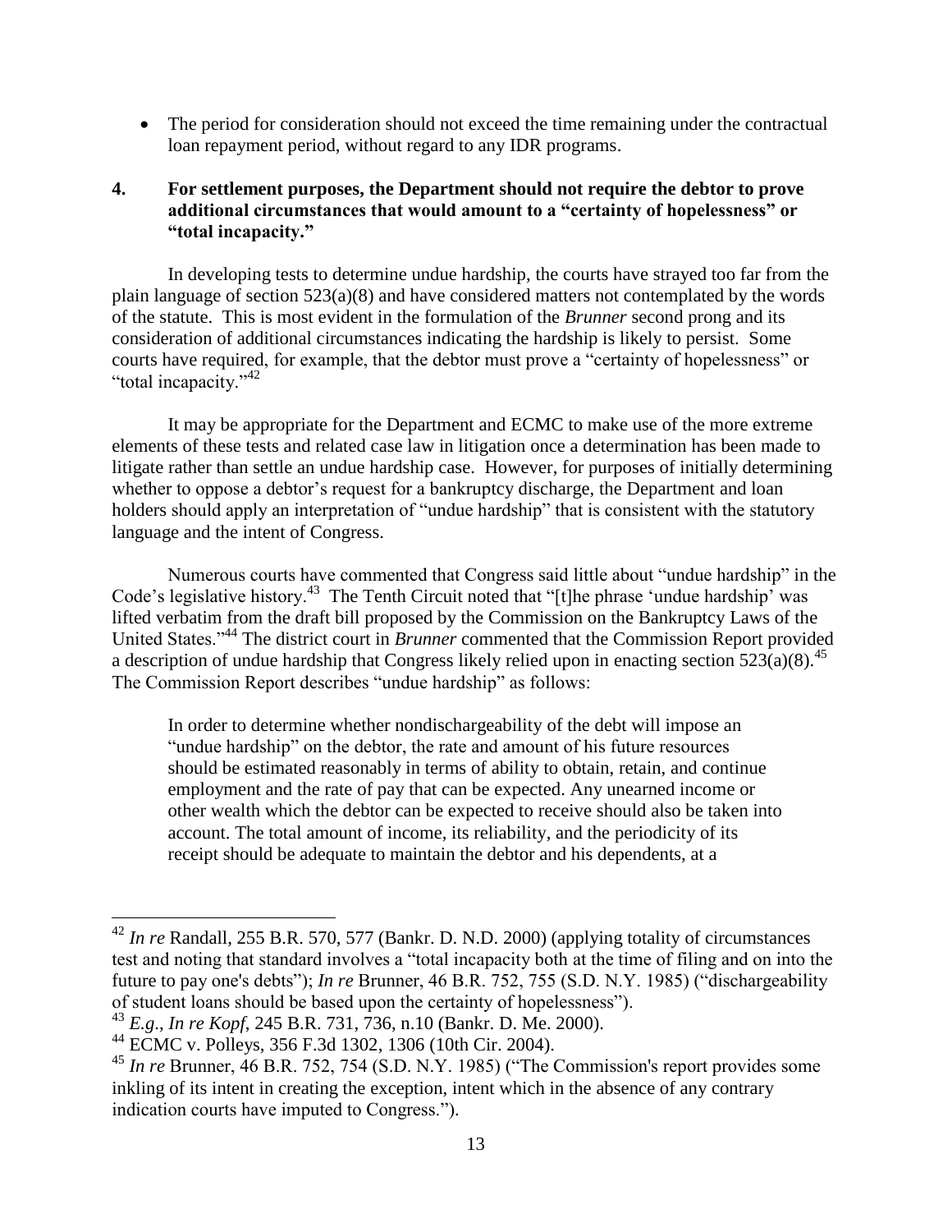- The period for consideration should not exceed the time remaining under the contractual loan repayment period, without regard to any IDR programs.

### 4. For settlement purposes, the Department should not require the debtor to prove additional circumstances that would amount to a "certainty of hopelessness" or "total incapacity."

In developing tests to determine undue hardship, the courts have strayed too far from the plain language of section 523(a)(8) and have considered matters not contemplated by the words of the statute. This is most evident in the formulation of the *Brunner* second prong and its consideration of additional circumstances indicating the hardship is likely to persist. Some courts have required, for example, that the debtor must prove a "certainty of hopelessness" or "total incapacity."[42]

It may be appropriate for the Department and ECMC to make use of the more extreme elements of these tests and related case law in litigation once a determination has been made to litigate rather than settle an undue hardship case. However, for purposes of initially determining whether to oppose a debtor's request for a bankruptcy discharge, the Department and loan holders should apply an interpretation of "undue hardship" that is consistent with the statutory language and the intent of Congress.

Numerous courts have commented that Congress said little about "undue hardship" in the Code's legislative history.[43] The Tenth Circuit noted that "[t]he phrase 'undue hardship' was lifted verbatim from the draft bill proposed by the Commission on the Bankruptcy Laws of the United States."[44] The district court in *Brunner* commented that the Commission Report provided a description of undue hardship that Congress likely relied upon in enacting section 523(a)(8).[45] The Commission Report describes "undue hardship" as follows:

> In order to determine whether nondischargeability of the debt will impose an "undue hardship" on the debtor, the rate and amount of his future resources should be estimated reasonably in terms of ability to obtain, retain, and continue employment and the rate of pay that can be expected. Any unearned income or other wealth which the debtor can be expected to receive should also be taken into account. The total amount of income, its reliability, and the periodicity of its receipt should be adequate to maintain the debtor and his dependents, at a

---

[42] *In re* Randall, 255 B.R. 570, 577 (Bankr. D. N.D. 2000) (applying totality of circumstances test and noting that standard involves a "total incapacity both at the time of filing and on into the future to pay one's debts"); *In re* Brunner, 46 B.R. 752, 755 (S.D. N.Y. 1985) ("dischargeability of student loans should be based upon the certainty of hopelessness").

[43] *E.g.*, *In re Kopf*, 245 B.R. 731, 736, n.10 (Bankr. D. Me. 2000).

[44] ECMC v. Polleys, 356 F.3d 1302, 1306 (10th Cir. 2004).

[45] *In re* Brunner, 46 B.R. 752, 754 (S.D. N.Y. 1985) ("The Commission's report provides some inkling of its intent in creating the exception, intent which in the absence of any contrary indication courts have imputed to Congress.").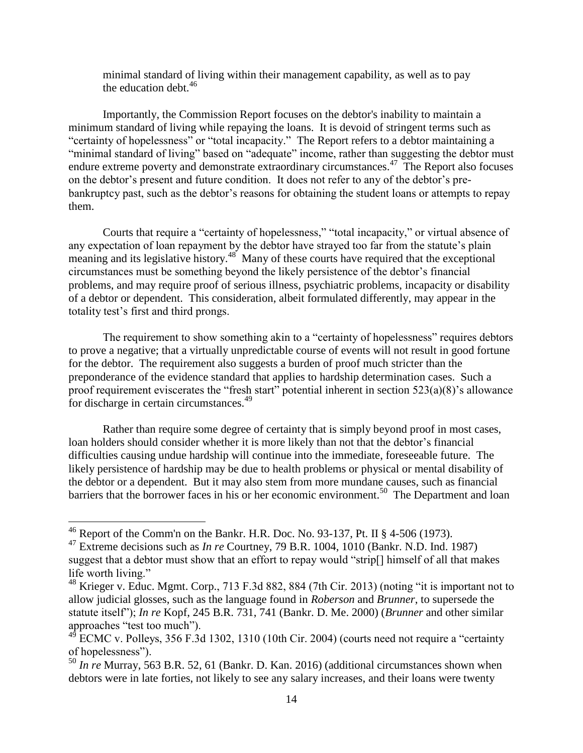minimal standard of living within their management capability, as well as to pay the education debt.[46]

Importantly, the Commission Report focuses on the debtor's inability to maintain a minimum standard of living while repaying the loans. It is devoid of stringent terms such as "certainty of hopelessness" or "total incapacity." The Report refers to a debtor maintaining a "minimal standard of living" based on "adequate" income, rather than suggesting the debtor must endure extreme poverty and demonstrate extraordinary circumstances.[47] The Report also focuses on the debtor's present and future condition. It does not refer to any of the debtor's pre-bankruptcy past, such as the debtor's reasons for obtaining the student loans or attempts to repay them.

Courts that require a "certainty of hopelessness," "total incapacity," or virtual absence of any expectation of loan repayment by the debtor have strayed too far from the statute's plain meaning and its legislative history.[48] Many of these courts have required that the exceptional circumstances must be something beyond the likely persistence of the debtor's financial problems, and may require proof of serious illness, psychiatric problems, incapacity or disability of a debtor or dependent. This consideration, albeit formulated differently, may appear in the totality test's first and third prongs.

The requirement to show something akin to a "certainty of hopelessness" requires debtors to prove a negative; that a virtually unpredictable course of events will not result in good fortune for the debtor. The requirement also suggests a burden of proof much stricter than the preponderance of the evidence standard that applies to hardship determination cases. Such a proof requirement eviscerates the "fresh start" potential inherent in section 523(a)(8)'s allowance for discharge in certain circumstances.[49]

Rather than require some degree of certainty that is simply beyond proof in most cases, loan holders should consider whether it is more likely than not that the debtor's financial difficulties causing undue hardship will continue into the immediate, foreseeable future. The likely persistence of hardship may be due to health problems or physical or mental disability of the debtor or a dependent. But it may also stem from more mundane causes, such as financial barriers that the borrower faces in his or her economic environment.[50] The Department and loan

---

[46] Report of the Comm'n on the Bankr. H.R. Doc. No. 93-137, Pt. II § 4-506 (1973).

[47] Extreme decisions such as *In re* Courtney, 79 B.R. 1004, 1010 (Bankr. N.D. Ind. 1987) suggest that a debtor must show that an effort to repay would "strip[] himself of all that makes life worth living."

[48] Krieger v. Educ. Mgmt. Corp., 713 F.3d 882, 884 (7th Cir. 2013) (noting "it is important not to allow judicial glosses, such as the language found in *Roberson* and *Brunner*, to supersede the statute itself"); *In re* Kopf, 245 B.R. 731, 741 (Bankr. D. Me. 2000) (*Brunner* and other similar approaches "test too much").

[49] ECMC v. Polleys, 356 F.3d 1302, 1310 (10th Cir. 2004) (courts need not require a "certainty of hopelessness").

[50] *In re* Murray, 563 B.R. 52, 61 (Bankr. D. Kan. 2016) (additional circumstances shown when debtors were in late forties, not likely to see any salary increases, and their loans were twenty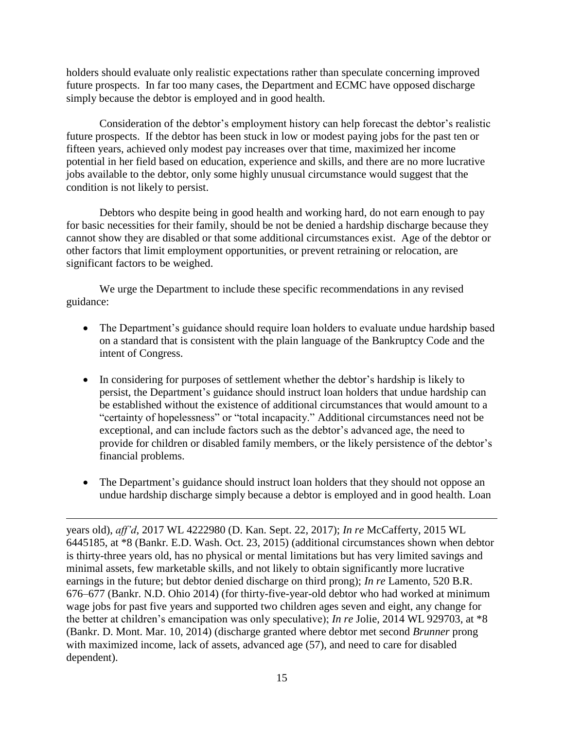holders should evaluate only realistic expectations rather than speculate concerning improved future prospects. In far too many cases, the Department and ECMC have opposed discharge simply because the debtor is employed and in good health.

Consideration of the debtor's employment history can help forecast the debtor's realistic future prospects. If the debtor has been stuck in low or modest paying jobs for the past ten or fifteen years, achieved only modest pay increases over that time, maximized her income potential in her field based on education, experience and skills, and there are no more lucrative jobs available to the debtor, only some highly unusual circumstance would suggest that the condition is not likely to persist.

Debtors who despite being in good health and working hard, do not earn enough to pay for basic necessities for their family, should be not be denied a hardship discharge because they cannot show they are disabled or that some additional circumstances exist. Age of the debtor or other factors that limit employment opportunities, or prevent retraining or relocation, are significant factors to be weighed.

We urge the Department to include these specific recommendations in any revised guidance:

- The Department's guidance should require loan holders to evaluate undue hardship based on a standard that is consistent with the plain language of the Bankruptcy Code and the intent of Congress.
- In considering for purposes of settlement whether the debtor's hardship is likely to persist, the Department's guidance should instruct loan holders that undue hardship can be established without the existence of additional circumstances that would amount to a "certainty of hopelessness" or "total incapacity." Additional circumstances need not be exceptional, and can include factors such as the debtor's advanced age, the need to provide for children or disabled family members, or the likely persistence of the debtor's financial problems.
- The Department's guidance should instruct loan holders that they should not oppose an undue hardship discharge simply because a debtor is employed and in good health. Loan

---

years old), *aff'd*, 2017 WL 4222980 (D. Kan. Sept. 22, 2017); *In re* McCafferty, 2015 WL 6445185, at *8 (Bankr. E.D. Wash. Oct. 23, 2015) (additional circumstances shown when debtor is thirty-three years old, has no physical or mental limitations but has very limited savings and minimal assets, few marketable skills, and not likely to obtain significantly more lucrative earnings in the future; but debtor denied discharge on third prong); *In re* Lamento, 520 B.R. 676–677 (Bankr. N.D. Ohio 2014) (for thirty-five-year-old debtor who had worked at minimum wage jobs for past five years and supported two children ages seven and eight, any change for the better at children's emancipation was only speculative); *In re* Jolie, 2014 WL 929703, at *8 (Bankr. D. Mont. Mar. 10, 2014) (discharge granted where debtor met second *Brunner* prong with maximized income, lack of assets, advanced age (57), and need to care for disabled dependent).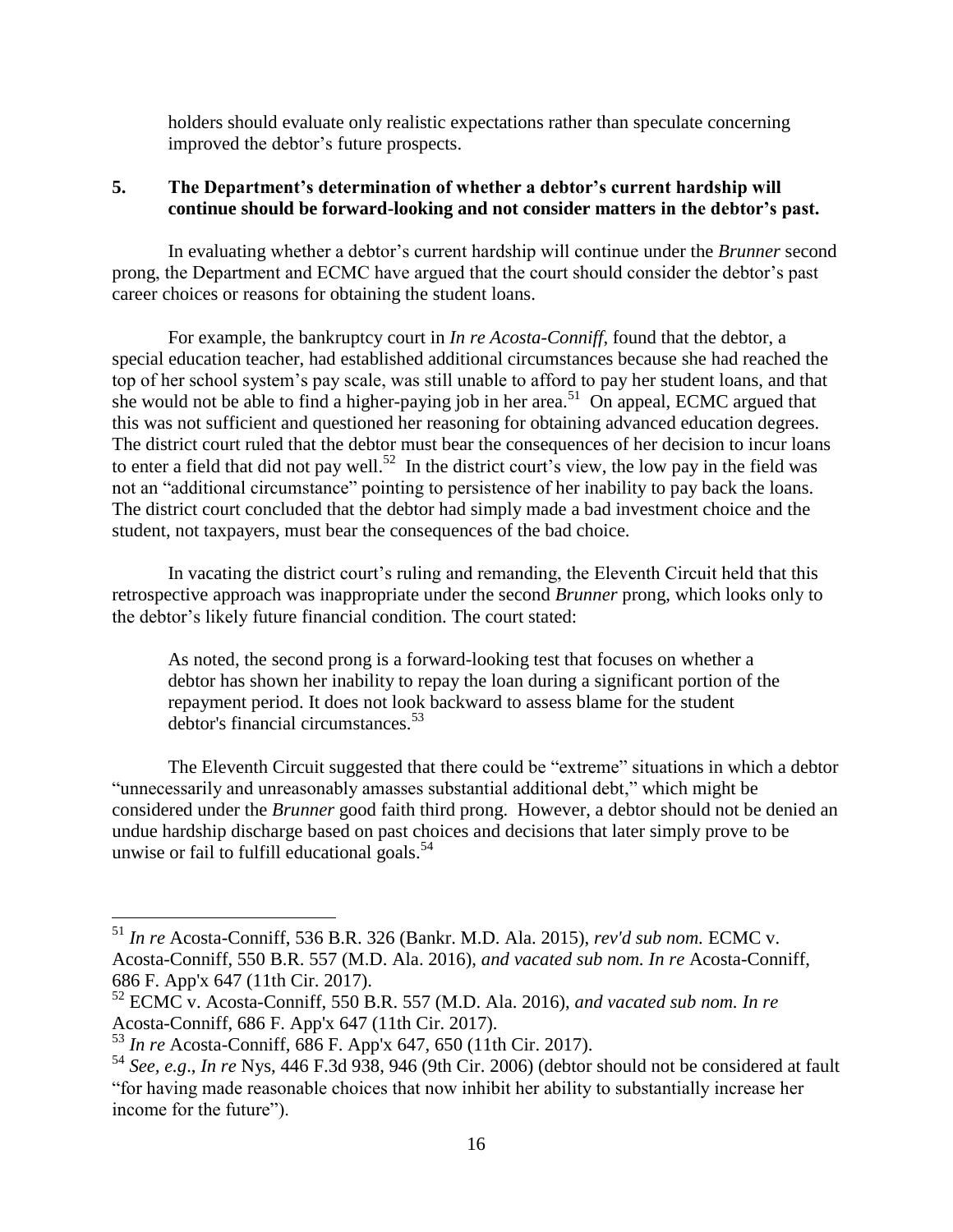holders should evaluate only realistic expectations rather than speculate concerning improved the debtor's future prospects.

### 5. The Department's determination of whether a debtor's current hardship will continue should be forward-looking and not consider matters in the debtor's past.

In evaluating whether a debtor's current hardship will continue under the *Brunner* second prong, the Department and ECMC have argued that the court should consider the debtor's past career choices or reasons for obtaining the student loans.

For example, the bankruptcy court in *In re Acosta-Conniff*, found that the debtor, a special education teacher, had established additional circumstances because she had reached the top of her school system's pay scale, was still unable to afford to pay her student loans, and that she would not be able to find a higher-paying job in her area.[51] On appeal, ECMC argued that this was not sufficient and questioned her reasoning for obtaining advanced education degrees. The district court ruled that the debtor must bear the consequences of her decision to incur loans to enter a field that did not pay well.[52] In the district court's view, the low pay in the field was not an "additional circumstance" pointing to persistence of her inability to pay back the loans. The district court concluded that the debtor had simply made a bad investment choice and the student, not taxpayers, must bear the consequences of the bad choice.

In vacating the district court's ruling and remanding, the Eleventh Circuit held that this retrospective approach was inappropriate under the second *Brunner* prong, which looks only to the debtor's likely future financial condition. The court stated:

> As noted, the second prong is a forward-looking test that focuses on whether a debtor has shown her inability to repay the loan during a significant portion of the repayment period. It does not look backward to assess blame for the student debtor's financial circumstances.[53]

The Eleventh Circuit suggested that there could be "extreme" situations in which a debtor "unnecessarily and unreasonably amasses substantial additional debt," which might be considered under the *Brunner* good faith third prong. However, a debtor should not be denied an undue hardship discharge based on past choices and decisions that later simply prove to be unwise or fail to fulfill educational goals.[54]

---

[51] *In re* Acosta-Conniff, 536 B.R. 326 (Bankr. M.D. Ala. 2015), *rev'd sub nom.* ECMC v. Acosta-Conniff, 550 B.R. 557 (M.D. Ala. 2016), *and vacated sub nom. In re* Acosta-Conniff, 686 F. App'x 647 (11th Cir. 2017).

[52] ECMC v. Acosta-Conniff, 550 B.R. 557 (M.D. Ala. 2016), *and vacated sub nom. In re* Acosta-Conniff, 686 F. App'x 647 (11th Cir. 2017).

[53] *In re* Acosta-Conniff, 686 F. App'x 647, 650 (11th Cir. 2017).

[54] *See, e.g*., *In re* Nys, 446 F.3d 938, 946 (9th Cir. 2006) (debtor should not be considered at fault "for having made reasonable choices that now inhibit her ability to substantially increase her income for the future").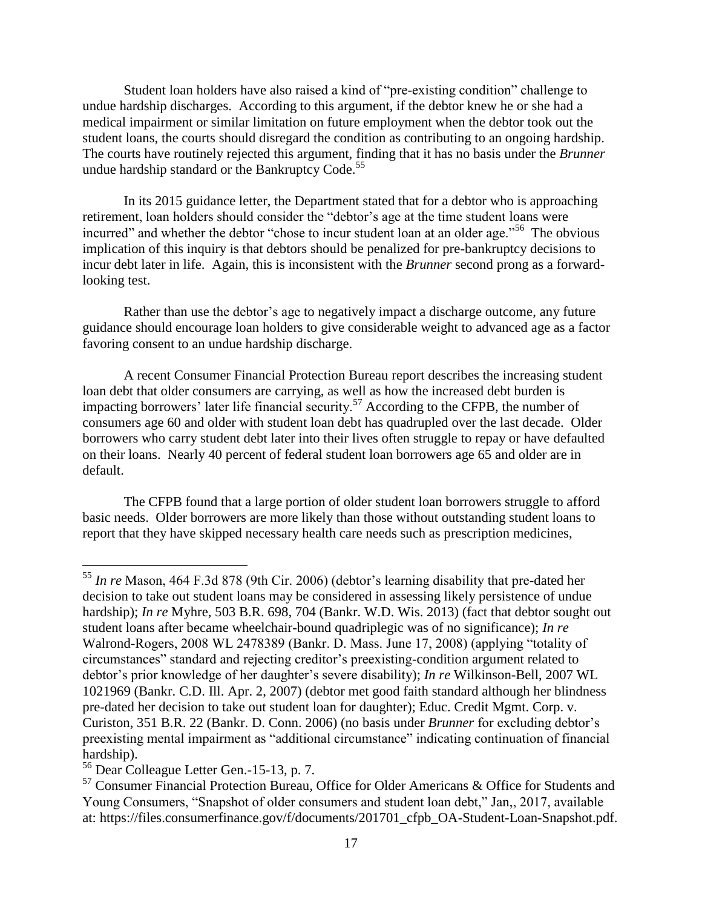Student loan holders have also raised a kind of "pre-existing condition" challenge to undue hardship discharges. According to this argument, if the debtor knew he or she had a medical impairment or similar limitation on future employment when the debtor took out the student loans, the courts should disregard the condition as contributing to an ongoing hardship. The courts have routinely rejected this argument, finding that it has no basis under the *Brunner* undue hardship standard or the Bankruptcy Code.[55]

In its 2015 guidance letter, the Department stated that for a debtor who is approaching retirement, loan holders should consider the "debtor's age at the time student loans were incurred" and whether the debtor "chose to incur student loan at an older age."[56] The obvious implication of this inquiry is that debtors should be penalized for pre-bankruptcy decisions to incur debt later in life. Again, this is inconsistent with the *Brunner* second prong as a forward-looking test.

Rather than use the debtor's age to negatively impact a discharge outcome, any future guidance should encourage loan holders to give considerable weight to advanced age as a factor favoring consent to an undue hardship discharge.

A recent Consumer Financial Protection Bureau report describes the increasing student loan debt that older consumers are carrying, as well as how the increased debt burden is impacting borrowers' later life financial security.[57] According to the CFPB, the number of consumers age 60 and older with student loan debt has quadrupled over the last decade. Older borrowers who carry student debt later into their lives often struggle to repay or have defaulted on their loans. Nearly 40 percent of federal student loan borrowers age 65 and older are in default.

The CFPB found that a large portion of older student loan borrowers struggle to afford basic needs. Older borrowers are more likely than those without outstanding student loans to report that they have skipped necessary health care needs such as prescription medicines,

---

[55] *In re* Mason, 464 F.3d 878 (9th Cir. 2006) (debtor's learning disability that pre-dated her decision to take out student loans may be considered in assessing likely persistence of undue hardship); *In re* Myhre, 503 B.R. 698, 704 (Bankr. W.D. Wis. 2013) (fact that debtor sought out student loans after became wheelchair-bound quadriplegic was of no significance); *In re* Walrond-Rogers, 2008 WL 2478389 (Bankr. D. Mass. June 17, 2008) (applying "totality of circumstances" standard and rejecting creditor's preexisting-condition argument related to debtor's prior knowledge of her daughter's severe disability); *In re* Wilkinson-Bell, 2007 WL 1021969 (Bankr. C.D. Ill. Apr. 2, 2007) (debtor met good faith standard although her blindness pre-dated her decision to take out student loan for daughter); Educ. Credit Mgmt. Corp. v. Curiston, 351 B.R. 22 (Bankr. D. Conn. 2006) (no basis under *Brunner* for excluding debtor's preexisting mental impairment as "additional circumstance" indicating continuation of financial hardship).

[56] Dear Colleague Letter Gen.-15-13, p. 7.

[57] Consumer Financial Protection Bureau, Office for Older Americans & Office for Students and Young Consumers, "Snapshot of older consumers and student loan debt," Jan,, 2017, available at: https://files.consumerfinance.gov/f/documents/201701_cfpb_OA-Student-Loan-Snapshot.pdf.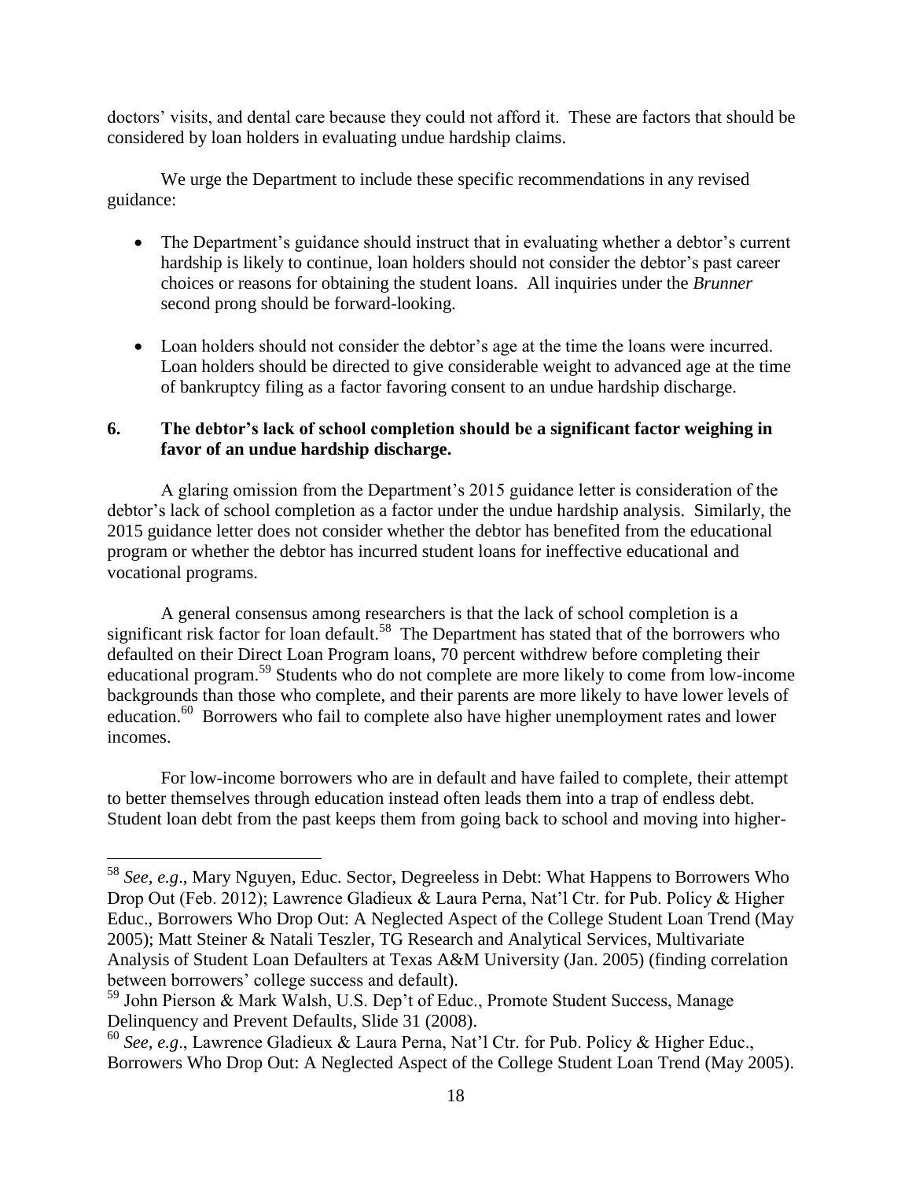doctors' visits, and dental care because they could not afford it. These are factors that should be considered by loan holders in evaluating undue hardship claims.

We urge the Department to include these specific recommendations in any revised guidance:

- The Department's guidance should instruct that in evaluating whether a debtor's current hardship is likely to continue, loan holders should not consider the debtor's past career choices or reasons for obtaining the student loans. All inquiries under the *Brunner* second prong should be forward-looking.

- Loan holders should not consider the debtor's age at the time the loans were incurred. Loan holders should be directed to give considerable weight to advanced age at the time of bankruptcy filing as a factor favoring consent to an undue hardship discharge.

### 6. The debtor's lack of school completion should be a significant factor weighing in favor of an undue hardship discharge.

A glaring omission from the Department's 2015 guidance letter is consideration of the debtor's lack of school completion as a factor under the undue hardship analysis. Similarly, the 2015 guidance letter does not consider whether the debtor has benefited from the educational program or whether the debtor has incurred student loans for ineffective educational and vocational programs.

A general consensus among researchers is that the lack of school completion is a significant risk factor for loan default.[58] The Department has stated that of the borrowers who defaulted on their Direct Loan Program loans, 70 percent withdrew before completing their educational program.[59] Students who do not complete are more likely to come from low-income backgrounds than those who complete, and their parents are more likely to have lower levels of education.[60] Borrowers who fail to complete also have higher unemployment rates and lower incomes.

For low-income borrowers who are in default and have failed to complete, their attempt to better themselves through education instead often leads them into a trap of endless debt. Student loan debt from the past keeps them from going back to school and moving into higher-

---

[58] *See, e.g*., Mary Nguyen, Educ. Sector, Degreeless in Debt: What Happens to Borrowers Who Drop Out (Feb. 2012); Lawrence Gladieux & Laura Perna, Nat'l Ctr. for Pub. Policy & Higher Educ., Borrowers Who Drop Out: A Neglected Aspect of the College Student Loan Trend (May 2005); Matt Steiner & Natali Teszler, TG Research and Analytical Services, Multivariate Analysis of Student Loan Defaulters at Texas A&M University (Jan. 2005) (finding correlation between borrowers' college success and default).

[59] John Pierson & Mark Walsh, U.S. Dep't of Educ., Promote Student Success, Manage Delinquency and Prevent Defaults, Slide 31 (2008).

[60] *See, e.g*., Lawrence Gladieux & Laura Perna, Nat'l Ctr. for Pub. Policy & Higher Educ., Borrowers Who Drop Out: A Neglected Aspect of the College Student Loan Trend (May 2005).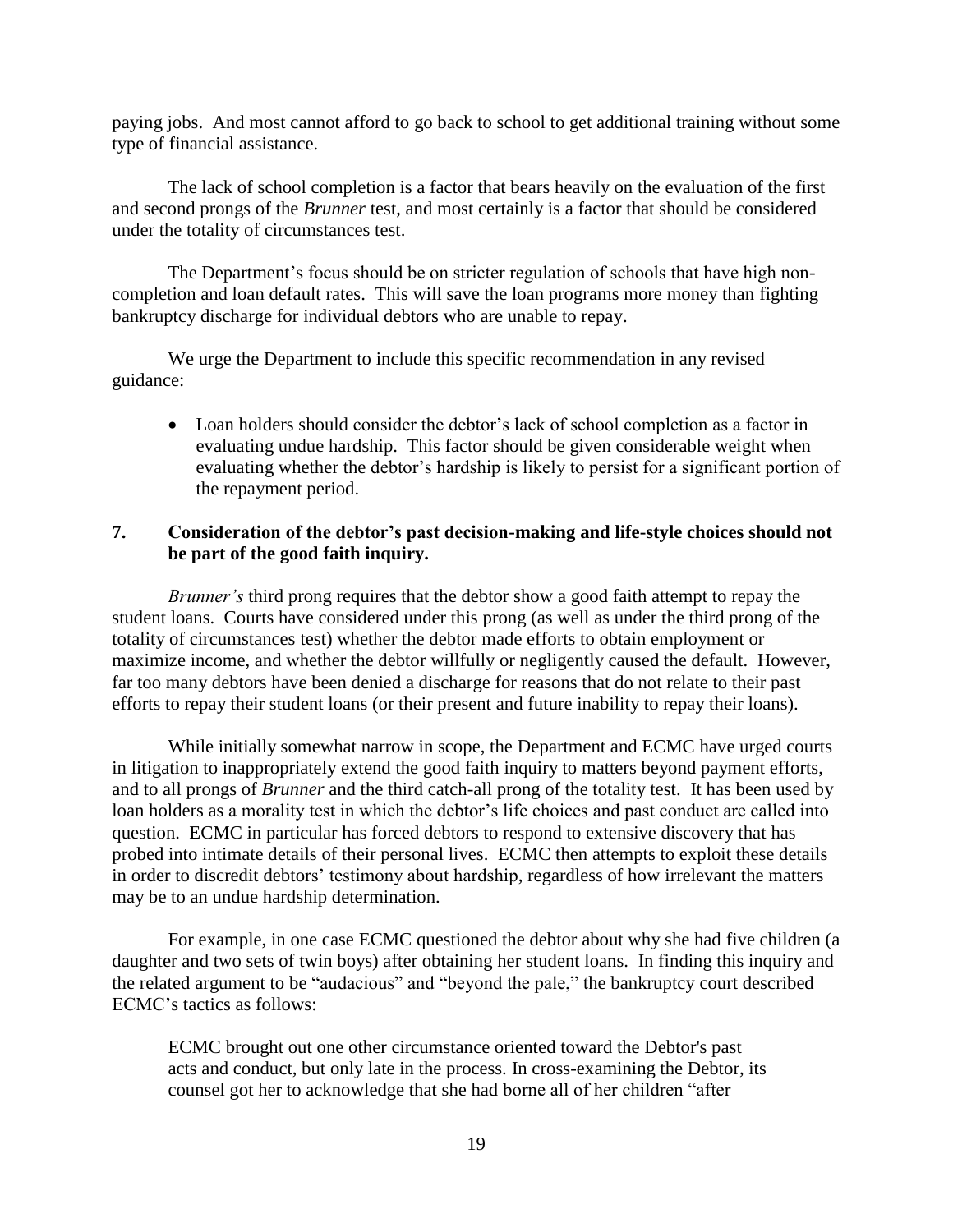paying jobs. And most cannot afford to go back to school to get additional training without some type of financial assistance.

The lack of school completion is a factor that bears heavily on the evaluation of the first and second prongs of the *Brunner* test, and most certainly is a factor that should be considered under the totality of circumstances test.

The Department's focus should be on stricter regulation of schools that have high non-completion and loan default rates. This will save the loan programs more money than fighting bankruptcy discharge for individual debtors who are unable to repay.

We urge the Department to include this specific recommendation in any revised guidance:

- Loan holders should consider the debtor's lack of school completion as a factor in evaluating undue hardship. This factor should be given considerable weight when evaluating whether the debtor's hardship is likely to persist for a significant portion of the repayment period.

### 7. Consideration of the debtor's past decision-making and life-style choices should not be part of the good faith inquiry.

*Brunner's* third prong requires that the debtor show a good faith attempt to repay the student loans. Courts have considered under this prong (as well as under the third prong of the totality of circumstances test) whether the debtor made efforts to obtain employment or maximize income, and whether the debtor willfully or negligently caused the default. However, far too many debtors have been denied a discharge for reasons that do not relate to their past efforts to repay their student loans (or their present and future inability to repay their loans).

While initially somewhat narrow in scope, the Department and ECMC have urged courts in litigation to inappropriately extend the good faith inquiry to matters beyond payment efforts, and to all prongs of *Brunner* and the third catch-all prong of the totality test. It has been used by loan holders as a morality test in which the debtor's life choices and past conduct are called into question. ECMC in particular has forced debtors to respond to extensive discovery that has probed into intimate details of their personal lives. ECMC then attempts to exploit these details in order to discredit debtors' testimony about hardship, regardless of how irrelevant the matters may be to an undue hardship determination.

For example, in one case ECMC questioned the debtor about why she had five children (a daughter and two sets of twin boys) after obtaining her student loans. In finding this inquiry and the related argument to be "audacious" and "beyond the pale," the bankruptcy court described ECMC's tactics as follows:

> ECMC brought out one other circumstance oriented toward the Debtor's past acts and conduct, but only late in the process. In cross-examining the Debtor, its counsel got her to acknowledge that she had borne all of her children "after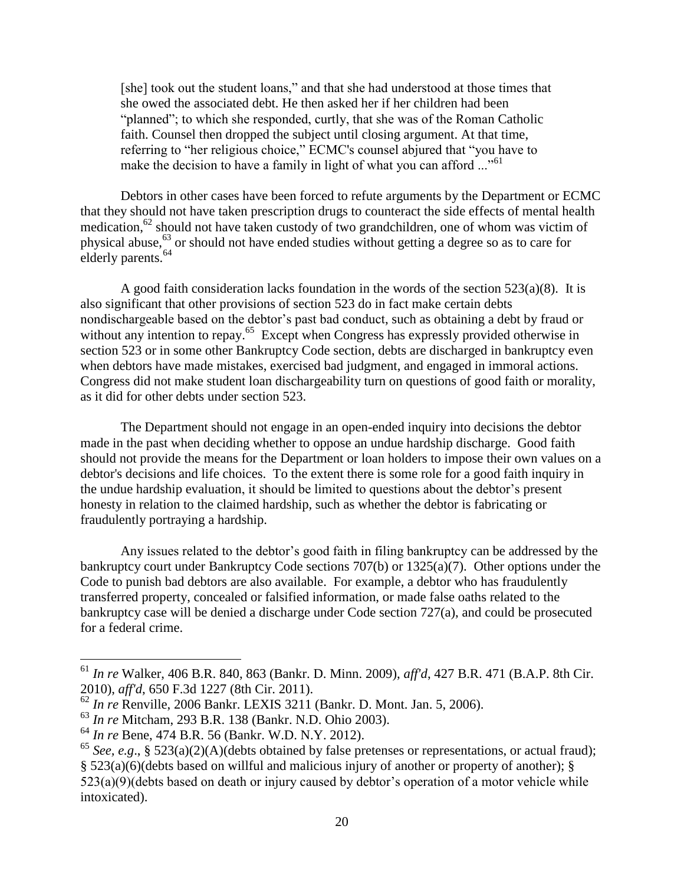> [she] took out the student loans," and that she had understood at those times that she owed the associated debt. He then asked her if her children had been "planned"; to which she responded, curtly, that she was of the Roman Catholic faith. Counsel then dropped the subject until closing argument. At that time, referring to "her religious choice," ECMC's counsel abjured that "you have to make the decision to have a family in light of what you can afford ..."[61]

Debtors in other cases have been forced to refute arguments by the Department or ECMC that they should not have taken prescription drugs to counteract the side effects of mental health medication,[62] should not have taken custody of two grandchildren, one of whom was victim of physical abuse,[63] or should not have ended studies without getting a degree so as to care for elderly parents.[64]

A good faith consideration lacks foundation in the words of the section 523(a)(8). It is also significant that other provisions of section 523 do in fact make certain debts nondischargeable based on the debtor's past bad conduct, such as obtaining a debt by fraud or without any intention to repay.[65] Except when Congress has expressly provided otherwise in section 523 or in some other Bankruptcy Code section, debts are discharged in bankruptcy even when debtors have made mistakes, exercised bad judgment, and engaged in immoral actions. Congress did not make student loan dischargeability turn on questions of good faith or morality, as it did for other debts under section 523.

The Department should not engage in an open-ended inquiry into decisions the debtor made in the past when deciding whether to oppose an undue hardship discharge. Good faith should not provide the means for the Department or loan holders to impose their own values on a debtor's decisions and life choices. To the extent there is some role for a good faith inquiry in the undue hardship evaluation, it should be limited to questions about the debtor's present honesty in relation to the claimed hardship, such as whether the debtor is fabricating or fraudulently portraying a hardship.

Any issues related to the debtor's good faith in filing bankruptcy can be addressed by the bankruptcy court under Bankruptcy Code sections 707(b) or 1325(a)(7). Other options under the Code to punish bad debtors are also available. For example, a debtor who has fraudulently transferred property, concealed or falsified information, or made false oaths related to the bankruptcy case will be denied a discharge under Code section 727(a), and could be prosecuted for a federal crime.

---

[61] *In re* Walker, 406 B.R. 840, 863 (Bankr. D. Minn. 2009), *aff'd*, 427 B.R. 471 (B.A.P. 8th Cir. 2010), *aff'd*, 650 F.3d 1227 (8th Cir. 2011).

[62] *In re* Renville, 2006 Bankr. LEXIS 3211 (Bankr. D. Mont. Jan. 5, 2006).

[63] *In re* Mitcham, 293 B.R. 138 (Bankr. N.D. Ohio 2003).

[64] *In re* Bene, 474 B.R. 56 (Bankr. W.D. N.Y. 2012).

[65] *See, e.g*., § 523(a)(2)(A)(debts obtained by false pretenses or representations, or actual fraud); § 523(a)(6)(debts based on willful and malicious injury of another or property of another); § 523(a)(9)(debts based on death or injury caused by debtor's operation of a motor vehicle while intoxicated).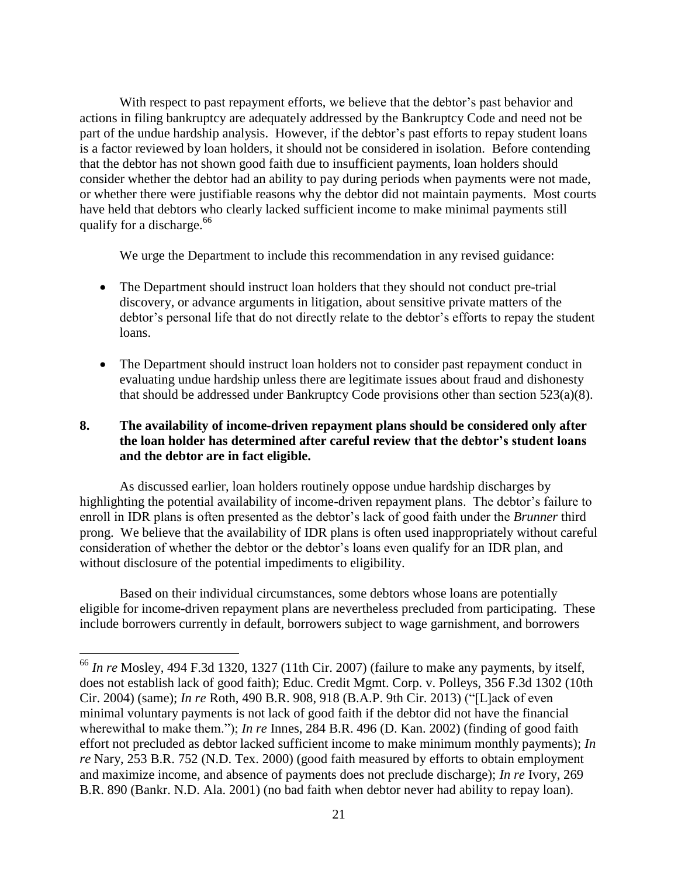With respect to past repayment efforts, we believe that the debtor's past behavior and actions in filing bankruptcy are adequately addressed by the Bankruptcy Code and need not be part of the undue hardship analysis. However, if the debtor's past efforts to repay student loans is a factor reviewed by loan holders, it should not be considered in isolation. Before contending that the debtor has not shown good faith due to insufficient payments, loan holders should consider whether the debtor had an ability to pay during periods when payments were not made, or whether there were justifiable reasons why the debtor did not maintain payments. Most courts have held that debtors who clearly lacked sufficient income to make minimal payments still qualify for a discharge.[66]

We urge the Department to include this recommendation in any revised guidance:

- The Department should instruct loan holders that they should not conduct pre-trial discovery, or advance arguments in litigation, about sensitive private matters of the debtor's personal life that do not directly relate to the debtor's efforts to repay the student loans.
- The Department should instruct loan holders not to consider past repayment conduct in evaluating undue hardship unless there are legitimate issues about fraud and dishonesty that should be addressed under Bankruptcy Code provisions other than section 523(a)(8).

### 8. The availability of income-driven repayment plans should be considered only after the loan holder has determined after careful review that the debtor's student loans and the debtor are in fact eligible.

As discussed earlier, loan holders routinely oppose undue hardship discharges by highlighting the potential availability of income-driven repayment plans. The debtor's failure to enroll in IDR plans is often presented as the debtor's lack of good faith under the *Brunner* third prong. We believe that the availability of IDR plans is often used inappropriately without careful consideration of whether the debtor or the debtor's loans even qualify for an IDR plan, and without disclosure of the potential impediments to eligibility.

Based on their individual circumstances, some debtors whose loans are potentially eligible for income-driven repayment plans are nevertheless precluded from participating. These include borrowers currently in default, borrowers subject to wage garnishment, and borrowers

---

[66] *In re* Mosley, 494 F.3d 1320, 1327 (11th Cir. 2007) (failure to make any payments, by itself, does not establish lack of good faith); Educ. Credit Mgmt. Corp. v. Polleys, 356 F.3d 1302 (10th Cir. 2004) (same); *In re* Roth, 490 B.R. 908, 918 (B.A.P. 9th Cir. 2013) ("[L]ack of even minimal voluntary payments is not lack of good faith if the debtor did not have the financial wherewithal to make them."); *In re* Innes, 284 B.R. 496 (D. Kan. 2002) (finding of good faith effort not precluded as debtor lacked sufficient income to make minimum monthly payments); *In re* Nary, 253 B.R. 752 (N.D. Tex. 2000) (good faith measured by efforts to obtain employment and maximize income, and absence of payments does not preclude discharge); *In re* Ivory, 269 B.R. 890 (Bankr. N.D. Ala. 2001) (no bad faith when debtor never had ability to repay loan).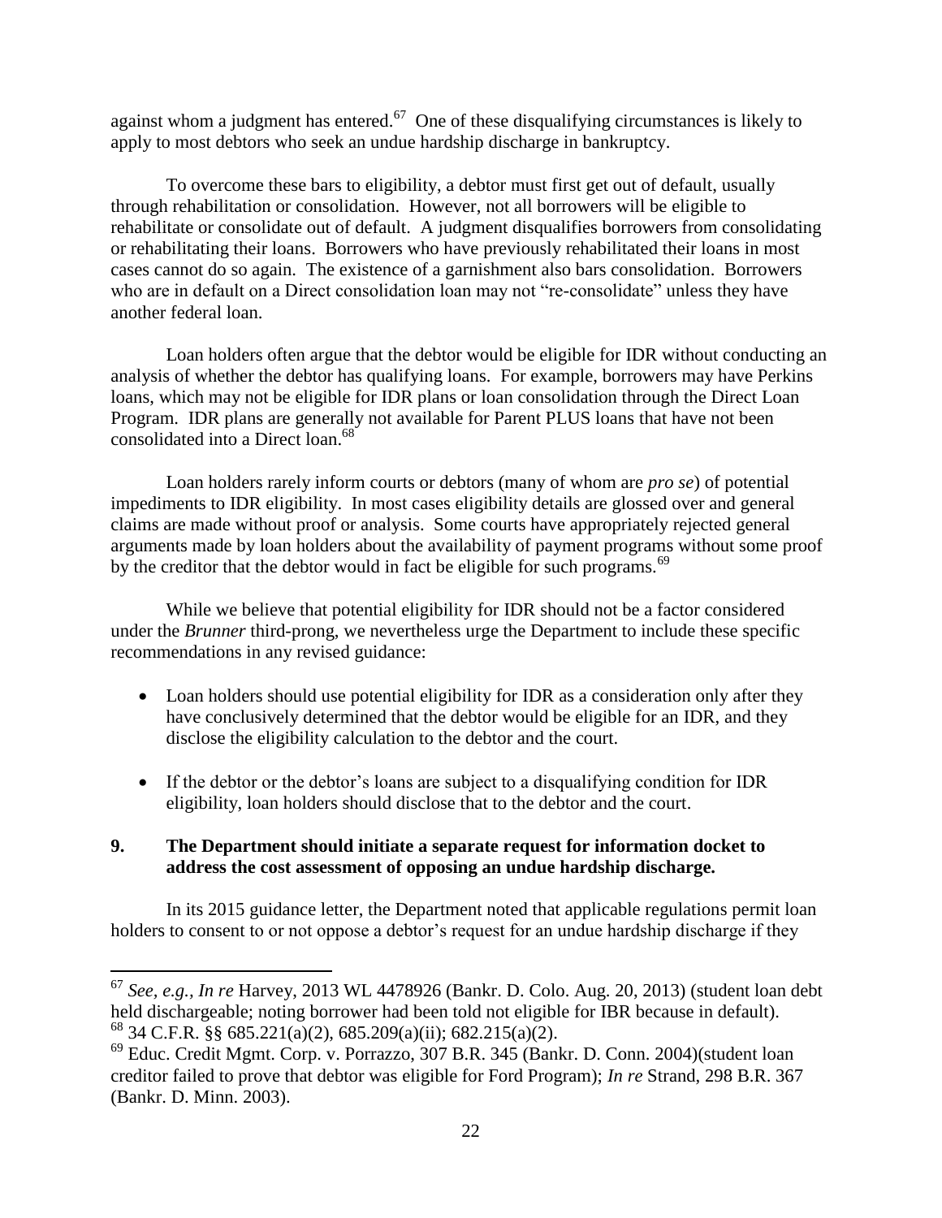against whom a judgment has entered.[67] One of these disqualifying circumstances is likely to apply to most debtors who seek an undue hardship discharge in bankruptcy.

To overcome these bars to eligibility, a debtor must first get out of default, usually through rehabilitation or consolidation. However, not all borrowers will be eligible to rehabilitate or consolidate out of default. A judgment disqualifies borrowers from consolidating or rehabilitating their loans. Borrowers who have previously rehabilitated their loans in most cases cannot do so again. The existence of a garnishment also bars consolidation. Borrowers who are in default on a Direct consolidation loan may not "re-consolidate" unless they have another federal loan.

Loan holders often argue that the debtor would be eligible for IDR without conducting an analysis of whether the debtor has qualifying loans. For example, borrowers may have Perkins loans, which may not be eligible for IDR plans or loan consolidation through the Direct Loan Program. IDR plans are generally not available for Parent PLUS loans that have not been consolidated into a Direct loan.[68]

Loan holders rarely inform courts or debtors (many of whom are *pro se*) of potential impediments to IDR eligibility. In most cases eligibility details are glossed over and general claims are made without proof or analysis. Some courts have appropriately rejected general arguments made by loan holders about the availability of payment programs without some proof by the creditor that the debtor would in fact be eligible for such programs.[69]

While we believe that potential eligibility for IDR should not be a factor considered under the *Brunner* third-prong, we nevertheless urge the Department to include these specific recommendations in any revised guidance:

- Loan holders should use potential eligibility for IDR as a consideration only after they have conclusively determined that the debtor would be eligible for an IDR, and they disclose the eligibility calculation to the debtor and the court.
- If the debtor or the debtor's loans are subject to a disqualifying condition for IDR eligibility, loan holders should disclose that to the debtor and the court.

## 9. The Department should initiate a separate request for information docket to address the cost assessment of opposing an undue hardship discharge.

In its 2015 guidance letter, the Department noted that applicable regulations permit loan holders to consent to or not oppose a debtor's request for an undue hardship discharge if they

---

[67] *See, e.g.*, *In re* Harvey, 2013 WL 4478926 (Bankr. D. Colo. Aug. 20, 2013) (student loan debt held dischargeable; noting borrower had been told not eligible for IBR because in default).

[68] 34 C.F.R. §§ 685.221(a)(2), 685.209(a)(ii); 682.215(a)(2).

[69] Educ. Credit Mgmt. Corp. v. Porrazzo, 307 B.R. 345 (Bankr. D. Conn. 2004)(student loan creditor failed to prove that debtor was eligible for Ford Program); *In re* Strand, 298 B.R. 367 (Bankr. D. Minn. 2003).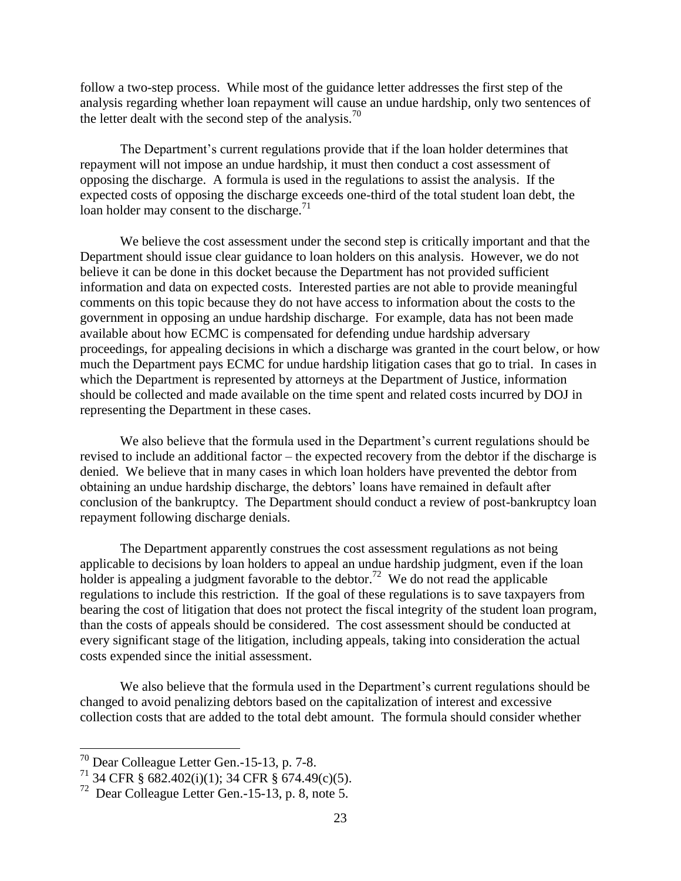follow a two-step process. While most of the guidance letter addresses the first step of the analysis regarding whether loan repayment will cause an undue hardship, only two sentences of the letter dealt with the second step of the analysis.[70]

The Department's current regulations provide that if the loan holder determines that repayment will not impose an undue hardship, it must then conduct a cost assessment of opposing the discharge. A formula is used in the regulations to assist the analysis. If the expected costs of opposing the discharge exceeds one-third of the total student loan debt, the loan holder may consent to the discharge.[71]

We believe the cost assessment under the second step is critically important and that the Department should issue clear guidance to loan holders on this analysis. However, we do not believe it can be done in this docket because the Department has not provided sufficient information and data on expected costs. Interested parties are not able to provide meaningful comments on this topic because they do not have access to information about the costs to the government in opposing an undue hardship discharge. For example, data has not been made available about how ECMC is compensated for defending undue hardship adversary proceedings, for appealing decisions in which a discharge was granted in the court below, or how much the Department pays ECMC for undue hardship litigation cases that go to trial. In cases in which the Department is represented by attorneys at the Department of Justice, information should be collected and made available on the time spent and related costs incurred by DOJ in representing the Department in these cases.

We also believe that the formula used in the Department's current regulations should be revised to include an additional factor – the expected recovery from the debtor if the discharge is denied. We believe that in many cases in which loan holders have prevented the debtor from obtaining an undue hardship discharge, the debtors' loans have remained in default after conclusion of the bankruptcy. The Department should conduct a review of post-bankruptcy loan repayment following discharge denials.

The Department apparently construes the cost assessment regulations as not being applicable to decisions by loan holders to appeal an undue hardship judgment, even if the loan holder is appealing a judgment favorable to the debtor.[72] We do not read the applicable regulations to include this restriction. If the goal of these regulations is to save taxpayers from bearing the cost of litigation that does not protect the fiscal integrity of the student loan program, than the costs of appeals should be considered. The cost assessment should be conducted at every significant stage of the litigation, including appeals, taking into consideration the actual costs expended since the initial assessment.

We also believe that the formula used in the Department's current regulations should be changed to avoid penalizing debtors based on the capitalization of interest and excessive collection costs that are added to the total debt amount. The formula should consider whether

---

[70] Dear Colleague Letter Gen.-15-13, p. 7-8.

[71] 34 CFR § 682.402(i)(1); 34 CFR § 674.49(c)(5).

[72] Dear Colleague Letter Gen.-15-13, p. 8, note 5.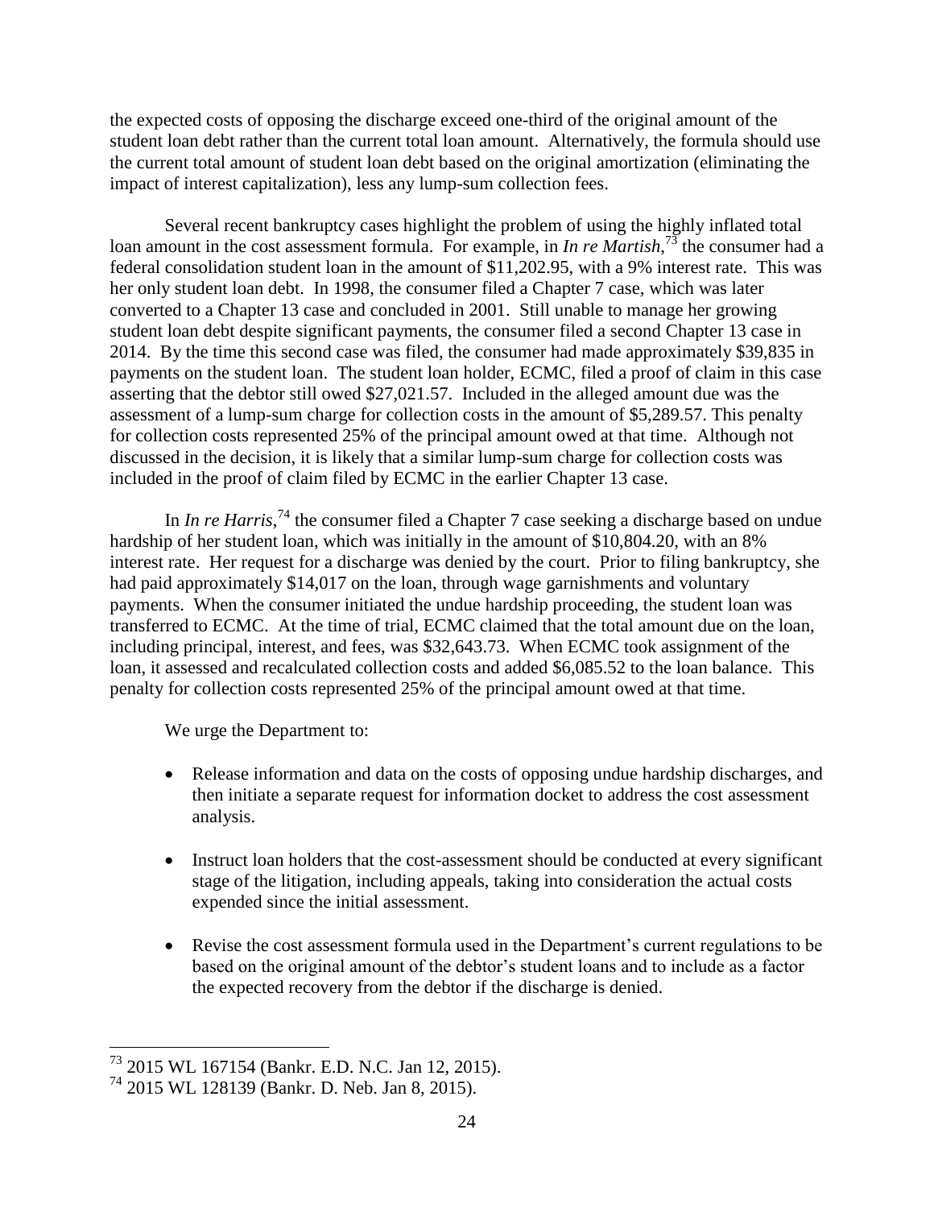the expected costs of opposing the discharge exceed one-third of the original amount of the student loan debt rather than the current total loan amount. Alternatively, the formula should use the current total amount of student loan debt based on the original amortization (eliminating the impact of interest capitalization), less any lump-sum collection fees.

Several recent bankruptcy cases highlight the problem of using the highly inflated total loan amount in the cost assessment formula. For example, in *In re Martish*,[73] the consumer had a federal consolidation student loan in the amount of $11,202.95, with a 9% interest rate. This was her only student loan debt. In 1998, the consumer filed a Chapter 7 case, which was later converted to a Chapter 13 case and concluded in 2001. Still unable to manage her growing student loan debt despite significant payments, the consumer filed a second Chapter 13 case in 2014. By the time this second case was filed, the consumer had made approximately $39,835 in payments on the student loan. The student loan holder, ECMC, filed a proof of claim in this case asserting that the debtor still owed $27,021.57. Included in the alleged amount due was the assessment of a lump-sum charge for collection costs in the amount of $5,289.57. This penalty for collection costs represented 25% of the principal amount owed at that time. Although not discussed in the decision, it is likely that a similar lump-sum charge for collection costs was included in the proof of claim filed by ECMC in the earlier Chapter 13 case.

In *In re Harris*,[74] the consumer filed a Chapter 7 case seeking a discharge based on undue hardship of her student loan, which was initially in the amount of $10,804.20, with an 8% interest rate. Her request for a discharge was denied by the court. Prior to filing bankruptcy, she had paid approximately $14,017 on the loan, through wage garnishments and voluntary payments. When the consumer initiated the undue hardship proceeding, the student loan was transferred to ECMC. At the time of trial, ECMC claimed that the total amount due on the loan, including principal, interest, and fees, was $32,643.73. When ECMC took assignment of the loan, it assessed and recalculated collection costs and added $6,085.52 to the loan balance. This penalty for collection costs represented 25% of the principal amount owed at that time.

We urge the Department to:

- Release information and data on the costs of opposing undue hardship discharges, and then initiate a separate request for information docket to address the cost assessment analysis.
- Instruct loan holders that the cost-assessment should be conducted at every significant stage of the litigation, including appeals, taking into consideration the actual costs expended since the initial assessment.
- Revise the cost assessment formula used in the Department's current regulations to be based on the original amount of the debtor's student loans and to include as a factor the expected recovery from the debtor if the discharge is denied.

---

[73] 2015 WL 167154 (Bankr. E.D. N.C. Jan 12, 2015).

[74] 2015 WL 128139 (Bankr. D. Neb. Jan 8, 2015).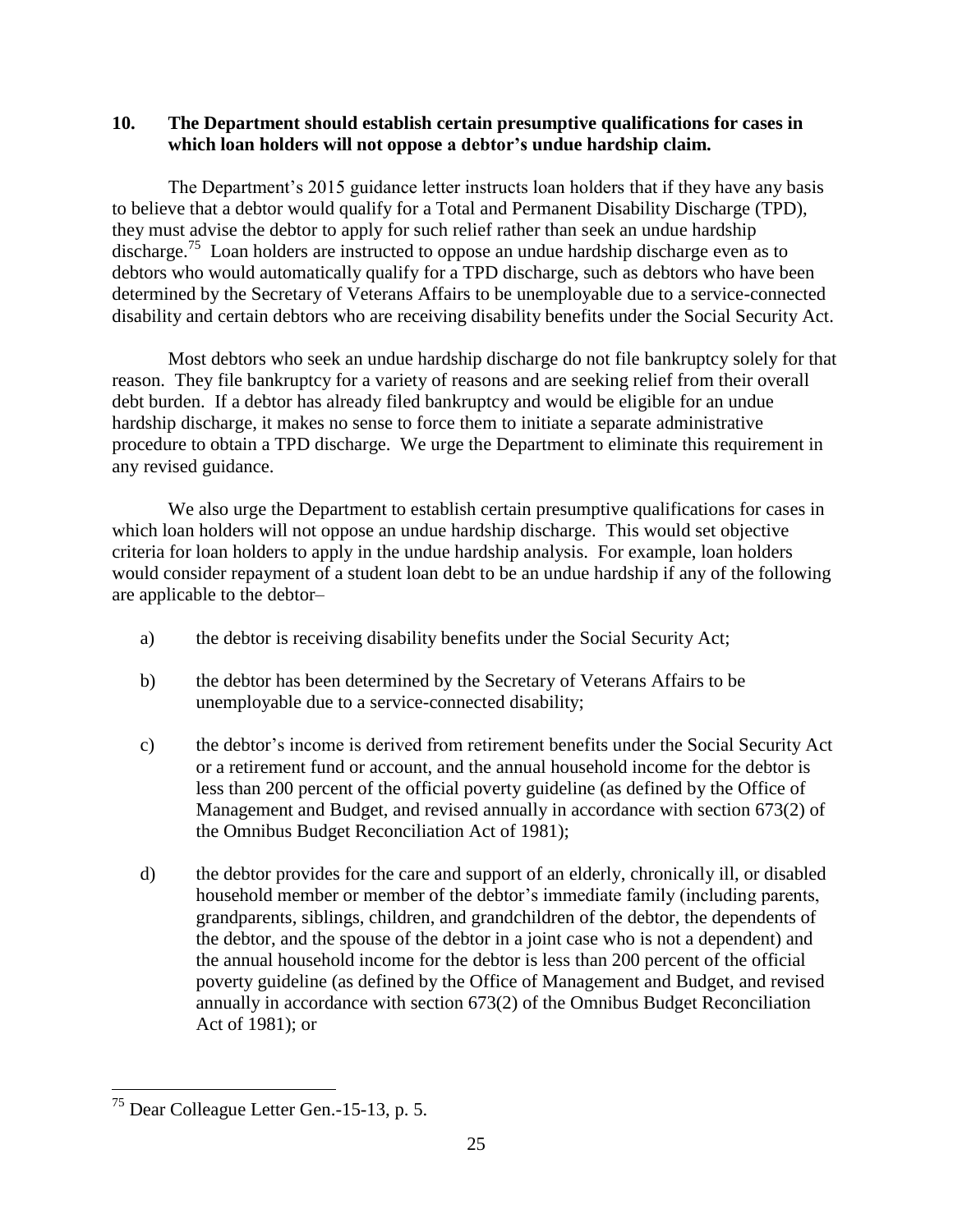## 10. The Department should establish certain presumptive qualifications for cases in which loan holders will not oppose a debtor's undue hardship claim.

The Department's 2015 guidance letter instructs loan holders that if they have any basis to believe that a debtor would qualify for a Total and Permanent Disability Discharge (TPD), they must advise the debtor to apply for such relief rather than seek an undue hardship discharge.[75] Loan holders are instructed to oppose an undue hardship discharge even as to debtors who would automatically qualify for a TPD discharge, such as debtors who have been determined by the Secretary of Veterans Affairs to be unemployable due to a service-connected disability and certain debtors who are receiving disability benefits under the Social Security Act.

Most debtors who seek an undue hardship discharge do not file bankruptcy solely for that reason. They file bankruptcy for a variety of reasons and are seeking relief from their overall debt burden. If a debtor has already filed bankruptcy and would be eligible for an undue hardship discharge, it makes no sense to force them to initiate a separate administrative procedure to obtain a TPD discharge. We urge the Department to eliminate this requirement in any revised guidance.

We also urge the Department to establish certain presumptive qualifications for cases in which loan holders will not oppose an undue hardship discharge. This would set objective criteria for loan holders to apply in the undue hardship analysis. For example, loan holders would consider repayment of a student loan debt to be an undue hardship if any of the following are applicable to the debtor–

a) the debtor is receiving disability benefits under the Social Security Act;

b) the debtor has been determined by the Secretary of Veterans Affairs to be unemployable due to a service-connected disability;

c) the debtor's income is derived from retirement benefits under the Social Security Act or a retirement fund or account, and the annual household income for the debtor is less than 200 percent of the official poverty guideline (as defined by the Office of Management and Budget, and revised annually in accordance with section 673(2) of the Omnibus Budget Reconciliation Act of 1981);

d) the debtor provides for the care and support of an elderly, chronically ill, or disabled household member or member of the debtor's immediate family (including parents, grandparents, siblings, children, and grandchildren of the debtor, the dependents of the debtor, and the spouse of the debtor in a joint case who is not a dependent) and the annual household income for the debtor is less than 200 percent of the official poverty guideline (as defined by the Office of Management and Budget, and revised annually in accordance with section 673(2) of the Omnibus Budget Reconciliation Act of 1981); or

[75] Dear Colleague Letter Gen.-15-13, p. 5.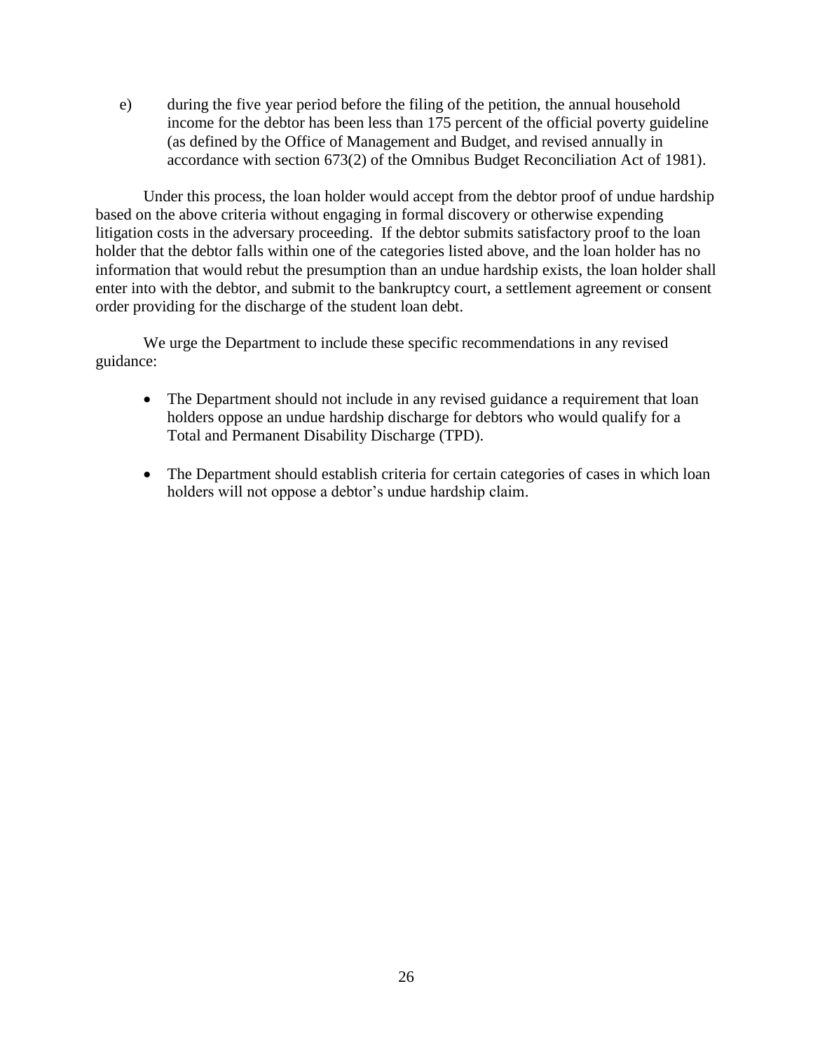e) during the five year period before the filing of the petition, the annual household income for the debtor has been less than 175 percent of the official poverty guideline (as defined by the Office of Management and Budget, and revised annually in accordance with section 673(2) of the Omnibus Budget Reconciliation Act of 1981).

Under this process, the loan holder would accept from the debtor proof of undue hardship based on the above criteria without engaging in formal discovery or otherwise expending litigation costs in the adversary proceeding. If the debtor submits satisfactory proof to the loan holder that the debtor falls within one of the categories listed above, and the loan holder has no information that would rebut the presumption than an undue hardship exists, the loan holder shall enter into with the debtor, and submit to the bankruptcy court, a settlement agreement or consent order providing for the discharge of the student loan debt.

We urge the Department to include these specific recommendations in any revised guidance:

- The Department should not include in any revised guidance a requirement that loan holders oppose an undue hardship discharge for debtors who would qualify for a Total and Permanent Disability Discharge (TPD).

- The Department should establish criteria for certain categories of cases in which loan holders will not oppose a debtor's undue hardship claim.